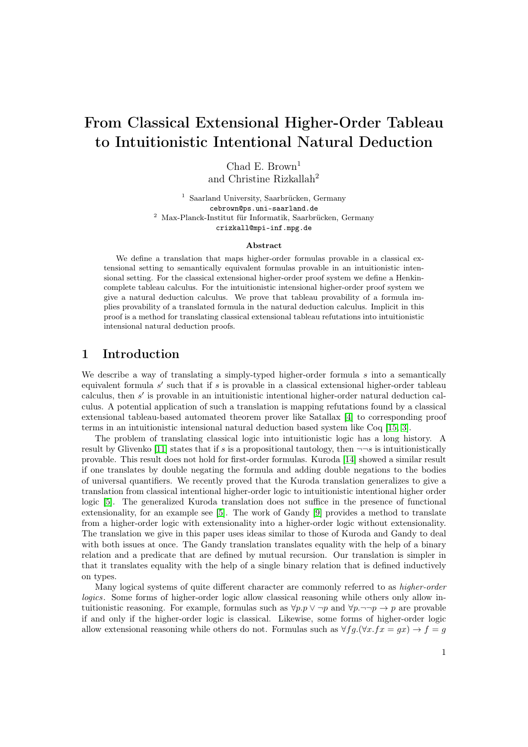# From Classical Extensional Higher-Order Tableau to Intuitionistic Intentional Natural Deduction

Chad E. Brown[1]
and Christine Rizkallah[2]

[1] Saarland University, Saarbrücken, Germany
cebrown@ps.uni-saarland.de
[2] Max-Planck-Institut für Informatik, Saarbrücken, Germany
crizkall@mpi-inf.mpg.de

**Abstract**

We define a translation that maps higher-order formulas provable in a classical extensional setting to semantically equivalent formulas provable in an intuitionistic intensional setting. For the classical extensional higher-order proof system we define a Henkin-complete tableau calculus. For the intuitionistic intensional higher-order proof system we give a natural deduction calculus. We prove that tableau provability of a formula implies provability of a translated formula in the natural deduction calculus. Implicit in this proof is a method for translating classical extensional tableau refutations into intuitionistic intensional natural deduction proofs.

## 1 Introduction

We describe a way of translating a simply-typed higher-order formula $s$ into a semantically equivalent formula $s'$ such that if $s$ is provable in a classical extensional higher-order tableau calculus, then $s'$ is provable in an intuitionistic intentional higher-order natural deduction calculus. A potential application of such a translation is mapping refutations found by a classical extensional tableau-based automated theorem prover like Satallax [4] to corresponding proof terms in an intuitionistic intensional natural deduction based system like Coq [15, 3].

The problem of translating classical logic into intuitionistic logic has a long history. A result by Glivenko [11] states that if $s$ is a propositional tautology, then $\neg\neg s$ is intuitionistically provable. This result does not hold for first-order formulas. Kuroda [14] showed a similar result if one translates by double negating the formula and adding double negations to the bodies of universal quantifiers. We recently proved that the Kuroda translation generalizes to give a translation from classical intentional higher-order logic to intuitionistic intentional higher order logic [5]. The generalized Kuroda translation does not suffice in the presence of functional extensionality, for an example see [5]. The work of Gandy [9] provides a method to translate from a higher-order logic with extensionality into a higher-order logic without extensionality. The translation we give in this paper uses ideas similar to those of Kuroda and Gandy to deal with both issues at once. The Gandy translation translates equality with the help of a binary relation and a predicate that are defined by mutual recursion. Our translation is simpler in that it translates equality with the help of a single binary relation that is defined inductively on types.

Many logical systems of quite different character are commonly referred to as *higher-order logics*. Some forms of higher-order logic allow classical reasoning while others only allow intuitionistic reasoning. For example, formulas such as $\forall p.p \vee \neg p$ and $\forall p.\neg\neg p \rightarrow p$ are provable if and only if the higher-order logic is classical. Likewise, some forms of higher-order logic allow extensional reasoning while others do not. Formulas such as $\forall fg.(\forall x.fx = gx) \rightarrow f = g$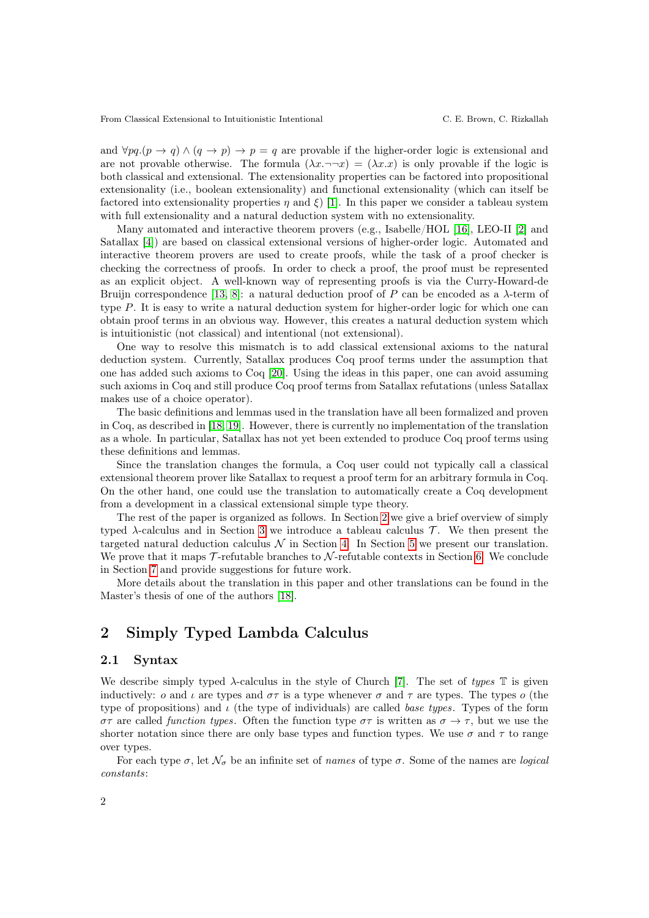and $\forall pq.(p \to q) \wedge (q \to p) \to p = q$ are provable if the higher-order logic is extensional and are not provable otherwise. The formula $(\lambda x.\neg\neg x) = (\lambda x.x)$ is only provable if the logic is both classical and extensional. The extensionality properties can be factored into propositional extensionality (i.e., boolean extensionality) and functional extensionality (which can itself be factored into extensionality properties $\eta$ and $\xi$) [1]. In this paper we consider a tableau system with full extensionality and a natural deduction system with no extensionality.

Many automated and interactive theorem provers (e.g., Isabelle/HOL [16], LEO-II [2] and Satallax [4]) are based on classical extensional versions of higher-order logic. Automated and interactive theorem provers are used to create proofs, while the task of a proof checker is checking the correctness of proofs. In order to check a proof, the proof must be represented as an explicit object. A well-known way of representing proofs is via the Curry-Howard-de Bruijn correspondence [13, 8]: a natural deduction proof of $P$ can be encoded as a $\lambda$-term of type $P$. It is easy to write a natural deduction system for higher-order logic for which one can obtain proof terms in an obvious way. However, this creates a natural deduction system which is intuitionistic (not classical) and intentional (not extensional).

One way to resolve this mismatch is to add classical extensional axioms to the natural deduction system. Currently, Satallax produces Coq proof terms under the assumption that one has added such axioms to Coq [20]. Using the ideas in this paper, one can avoid assuming such axioms in Coq and still produce Coq proof terms from Satallax refutations (unless Satallax makes use of a choice operator).

The basic definitions and lemmas used in the translation have all been formalized and proven in Coq, as described in [18, 19]. However, there is currently no implementation of the translation as a whole. In particular, Satallax has not yet been extended to produce Coq proof terms using these definitions and lemmas.

Since the translation changes the formula, a Coq user could not typically call a classical extensional theorem prover like Satallax to request a proof term for an arbitrary formula in Coq. On the other hand, one could use the translation to automatically create a Coq development from a development in a classical extensional simple type theory.

The rest of the paper is organized as follows. In Section 2 we give a brief overview of simply typed $\lambda$-calculus and in Section 3 we introduce a tableau calculus $\mathcal{T}$. We then present the targeted natural deduction calculus $\mathcal{N}$ in Section 4. In Section 5 we present our translation. We prove that it maps $\mathcal{T}$-refutable branches to $\mathcal{N}$-refutable contexts in Section 6. We conclude in Section 7 and provide suggestions for future work.

More details about the translation in this paper and other translations can be found in the Master's thesis of one of the authors [18].

## 2 Simply Typed Lambda Calculus

### 2.1 Syntax

We describe simply typed $\lambda$-calculus in the style of Church [7]. The set of *types* $\mathbb{T}$ is given inductively: $o$ and $\iota$ are types and $\sigma\tau$ is a type whenever $\sigma$ and $\tau$ are types. The types $o$ (the type of propositions) and $\iota$ (the type of individuals) are called *base types*. Types of the form $\sigma\tau$ are called *function types*. Often the function type $\sigma\tau$ is written as $\sigma \to \tau$, but we use the shorter notation since there are only base types and function types. We use $\sigma$ and $\tau$ to range over types.

For each type $\sigma$, let $\mathcal{N}_\sigma$ be an infinite set of *names* of type $\sigma$. Some of the names are *logical constants*: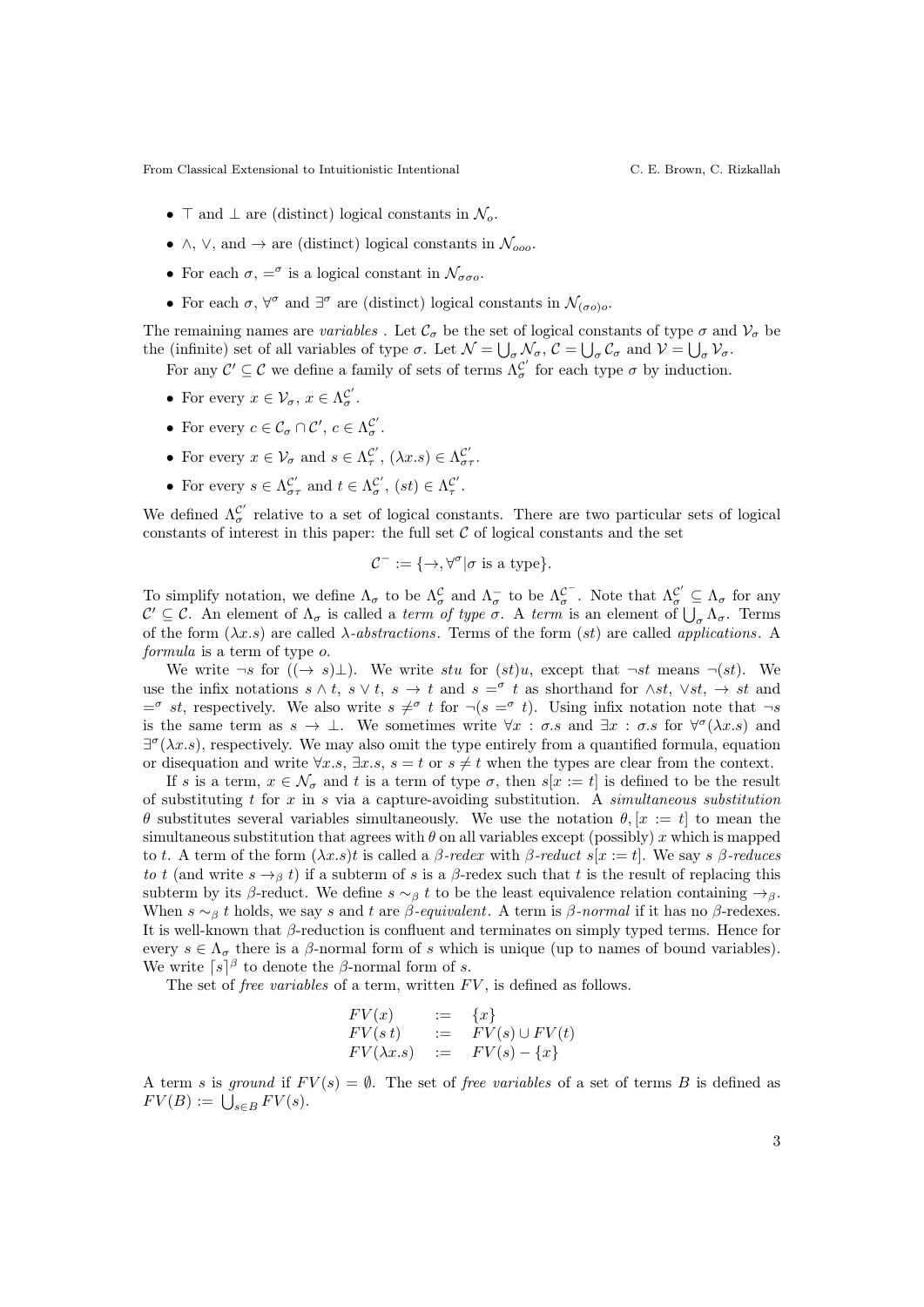- $\top$ and $\bot$ are (distinct) logical constants in $\mathcal{N}_o$.
- $\wedge$, $\vee$, and $\rightarrow$ are (distinct) logical constants in $\mathcal{N}_{ooo}$.
- For each $\sigma$, $=^\sigma$ is a logical constant in $\mathcal{N}_{\sigma\sigma o}$.
- For each $\sigma$, $\forall^\sigma$ and $\exists^\sigma$ are (distinct) logical constants in $\mathcal{N}_{(\sigma o)o}$.

The remaining names are *variables* . Let $\mathcal{C}_\sigma$ be the set of logical constants of type $\sigma$ and $\mathcal{V}_\sigma$ be the (infinite) set of all variables of type $\sigma$. Let $\mathcal{N} = \bigcup_\sigma \mathcal{N}_\sigma$, $\mathcal{C} = \bigcup_\sigma \mathcal{C}_\sigma$ and $\mathcal{V} = \bigcup_\sigma \mathcal{V}_\sigma$.

For any $\mathcal{C}' \subseteq \mathcal{C}$ we define a family of sets of terms $\Lambda_\sigma^{\mathcal{C}'}$ for each type $\sigma$ by induction.

- For every $x \in \mathcal{V}_\sigma$, $x \in \Lambda_\sigma^{\mathcal{C}'}$.
- For every $c \in \mathcal{C}_\sigma \cap \mathcal{C}'$, $c \in \Lambda_\sigma^{\mathcal{C}'}$.
- For every $x \in \mathcal{V}_\sigma$ and $s \in \Lambda_\tau^{\mathcal{C}'}$, $(\lambda x.s) \in \Lambda_{\sigma\tau}^{\mathcal{C}'}$.
- For every $s \in \Lambda_{\sigma\tau}^{\mathcal{C}'}$ and $t \in \Lambda_\sigma^{\mathcal{C}'}$, $(st) \in \Lambda_\tau^{\mathcal{C}'}$.

We defined $\Lambda_\sigma^{\mathcal{C}'}$ relative to a set of logical constants. There are two particular sets of logical constants of interest in this paper: the full set $\mathcal{C}$ of logical constants and the set

$$\mathcal{C}^- := \{\rightarrow, \forall^\sigma | \sigma \text{ is a type}\}.$$

To simplify notation, we define $\Lambda_\sigma$ to be $\Lambda_\sigma^{\mathcal{C}}$ and $\Lambda_\sigma^-$ to be $\Lambda_\sigma^{\mathcal{C}^-}$. Note that $\Lambda_\sigma^{\mathcal{C}'} \subseteq \Lambda_\sigma$ for any $\mathcal{C}' \subseteq \mathcal{C}$. An element of $\Lambda_\sigma$ is called a *term of type* $\sigma$. A *term* is an element of $\bigcup_\sigma \Lambda_\sigma$. Terms of the form $(\lambda x.s)$ are called *$\lambda$-abstractions*. Terms of the form $(st)$ are called *applications*. A *formula* is a term of type $o$.

We write $\neg s$ for $((\rightarrow s)\bot)$. We write $stu$ for $(st)u$, except that $\neg st$ means $\neg(st)$. We use the infix notations $s \wedge t$, $s \vee t$, $s \rightarrow t$ and $s =^\sigma t$ as shorthand for $\wedge st$, $\vee st$, $\rightarrow st$ and $=^\sigma st$, respectively. We also write $s \neq^\sigma t$ for $\neg(s =^\sigma t)$. Using infix notation note that $\neg s$ is the same term as $s \rightarrow \bot$. We sometimes write $\forall x : \sigma.s$ and $\exists x : \sigma.s$ for $\forall^\sigma(\lambda x.s)$ and $\exists^\sigma(\lambda x.s)$, respectively. We may also omit the type entirely from a quantified formula, equation or disequation and write $\forall x.s$, $\exists x.s$, $s = t$ or $s \neq t$ when the types are clear from the context.

If $s$ is a term, $x \in \mathcal{N}_\sigma$ and $t$ is a term of type $\sigma$, then $s[x := t]$ is defined to be the result of substituting $t$ for $x$ in $s$ via a capture-avoiding substitution. A *simultaneous substitution* $\theta$ substitutes several variables simultaneously. We use the notation $\theta, [x := t]$ to mean the simultaneous substitution that agrees with $\theta$ on all variables except (possibly) $x$ which is mapped to $t$. A term of the form $(\lambda x.s)t$ is called a *$\beta$-redex* with *$\beta$-reduct* $s[x := t]$. We say *$s$ $\beta$-reduces to $t$* (and write $s \rightarrow_\beta t$) if a subterm of $s$ is a $\beta$-redex such that $t$ is the result of replacing this subterm by its $\beta$-reduct. We define $s \sim_\beta t$ to be the least equivalence relation containing $\rightarrow_\beta$. When $s \sim_\beta t$ holds, we say $s$ and $t$ are *$\beta$-equivalent*. A term is *$\beta$-normal* if it has no $\beta$-redexes. It is well-known that $\beta$-reduction is confluent and terminates on simply typed terms. Hence for every $s \in \Lambda_\sigma$ there is a $\beta$-normal form of $s$ which is unique (up to names of bound variables). We write $\lceil s \rceil^\beta$ to denote the $\beta$-normal form of $s$.

The set of *free variables* of a term, written $FV$, is defined as follows.

$$\begin{array}{lll} FV(x) & := & \{x\} \\ FV(s\,t) & := & FV(s) \cup FV(t) \\ FV(\lambda x.s) & := & FV(s) - \{x\} \end{array}$$

A term $s$ is *ground* if $FV(s) = \emptyset$. The set of *free variables* of a set of terms $B$ is defined as $FV(B) := \bigcup_{s \in B} FV(s)$.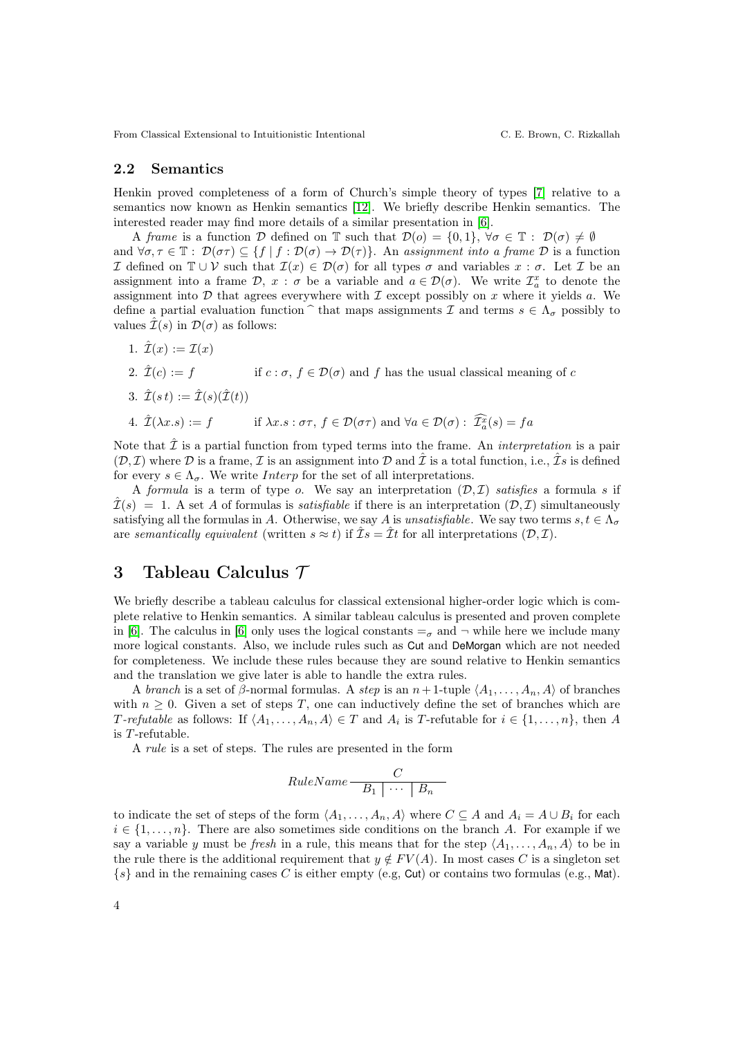### 2.2 Semantics

Henkin proved completeness of a form of Church's simple theory of types [7] relative to a semantics now known as Henkin semantics [12]. We briefly describe Henkin semantics. The interested reader may find more details of a similar presentation in [6].

A *frame* is a function $\mathcal{D}$ defined on $\mathbb{T}$ such that $\mathcal{D}(o) = \{0,1\}$, $\forall \sigma \in \mathbb{T}: \mathcal{D}(\sigma) \neq \emptyset$ and $\forall \sigma, \tau \in \mathbb{T}: \mathcal{D}(\sigma\tau) \subseteq \{f \mid f : \mathcal{D}(\sigma) \to \mathcal{D}(\tau)\}$. An *assignment into a frame* $\mathcal{D}$ is a function $\mathcal{I}$ defined on $\mathbb{T} \cup \mathcal{V}$ such that $\mathcal{I}(x) \in \mathcal{D}(\sigma)$ for all types $\sigma$ and variables $x : \sigma$. Let $\mathcal{I}$ be an assignment into a frame $\mathcal{D}$, $x : \sigma$ be a variable and $a \in \mathcal{D}(\sigma)$. We write $\mathcal{I}^x_a$ to denote the assignment into $\mathcal{D}$ that agrees everywhere with $\mathcal{I}$ except possibly on $x$ where it yields $a$. We define a partial evaluation function $\hat{}$ that maps assignments $\mathcal{I}$ and terms $s \in \Lambda_\sigma$ possibly to values $\hat{\mathcal{I}}(s)$ in $\mathcal{D}(\sigma)$ as follows:

1. $\hat{\mathcal{I}}(x) := \mathcal{I}(x)$
2. $\hat{\mathcal{I}}(c) := f$ &nbsp;&nbsp;&nbsp;&nbsp; if $c : \sigma$, $f \in \mathcal{D}(\sigma)$ and $f$ has the usual classical meaning of $c$
3. $\hat{\mathcal{I}}(s\,t) := \hat{\mathcal{I}}(s)(\hat{\mathcal{I}}(t))$
4. $\hat{\mathcal{I}}(\lambda x.s) := f$ &nbsp;&nbsp;&nbsp;&nbsp; if $\lambda x.s : \sigma\tau$, $f \in \mathcal{D}(\sigma\tau)$ and $\forall a \in \mathcal{D}(\sigma): \widehat{\mathcal{I}^x_a}(s) = fa$

Note that $\hat{\mathcal{I}}$ is a partial function from typed terms into the frame. An *interpretation* is a pair $(\mathcal{D}, \mathcal{I})$ where $\mathcal{D}$ is a frame, $\mathcal{I}$ is an assignment into $\mathcal{D}$ and $\hat{\mathcal{I}}$ is a total function, i.e., $\hat{\mathcal{I}}s$ is defined for every $s \in \Lambda_\sigma$. We write *Interp* for the set of all interpretations.

A *formula* is a term of type $o$. We say an interpretation $(\mathcal{D}, \mathcal{I})$ *satisfies* a formula $s$ if $\hat{\mathcal{I}}(s) = 1$. A set $A$ of formulas is *satisfiable* if there is an interpretation $(\mathcal{D}, \mathcal{I})$ simultaneously satisfying all the formulas in $A$. Otherwise, we say $A$ is *unsatisfiable*. We say two terms $s, t \in \Lambda_\sigma$ are *semantically equivalent* (written $s \approx t$) if $\hat{\mathcal{I}}s = \hat{\mathcal{I}}t$ for all interpretations $(\mathcal{D}, \mathcal{I})$.

## 3 Tableau Calculus $\mathcal{T}$

We briefly describe a tableau calculus for classical extensional higher-order logic which is complete relative to Henkin semantics. A similar tableau calculus is presented and proven complete in [6]. The calculus in [6] only uses the logical constants $=_\sigma$ and $\neg$ while here we include many more logical constants. Also, we include rules such as Cut and DeMorgan which are not needed for completeness. We include these rules because they are sound relative to Henkin semantics and the translation we give later is able to handle the extra rules.

A *branch* is a set of $\beta$-normal formulas. A *step* is an $n+1$-tuple $\langle A_1, \ldots, A_n, A\rangle$ of branches with $n \geq 0$. Given a set of steps $T$, one can inductively define the set of branches which are $T$-*refutable* as follows: If $\langle A_1, \ldots, A_n, A\rangle \in T$ and $A_i$ is $T$-refutable for $i \in \{1, \ldots, n\}$, then $A$ is $T$-refutable.

A *rule* is a set of steps. The rules are presented in the form

$$RuleName \frac{C}{B_1 \mid \cdots \mid B_n}$$

to indicate the set of steps of the form $\langle A_1, \ldots, A_n, A\rangle$ where $C \subseteq A$ and $A_i = A \cup B_i$ for each $i \in \{1, \ldots, n\}$. There are also sometimes side conditions on the branch $A$. For example if we say a variable $y$ must be *fresh* in a rule, this means that for the step $\langle A_1, \ldots, A_n, A\rangle$ to be in the rule there is the additional requirement that $y \notin FV(A)$. In most cases $C$ is a singleton set $\{s\}$ and in the remaining cases $C$ is either empty (e.g, Cut) or contains two formulas (e.g., Mat).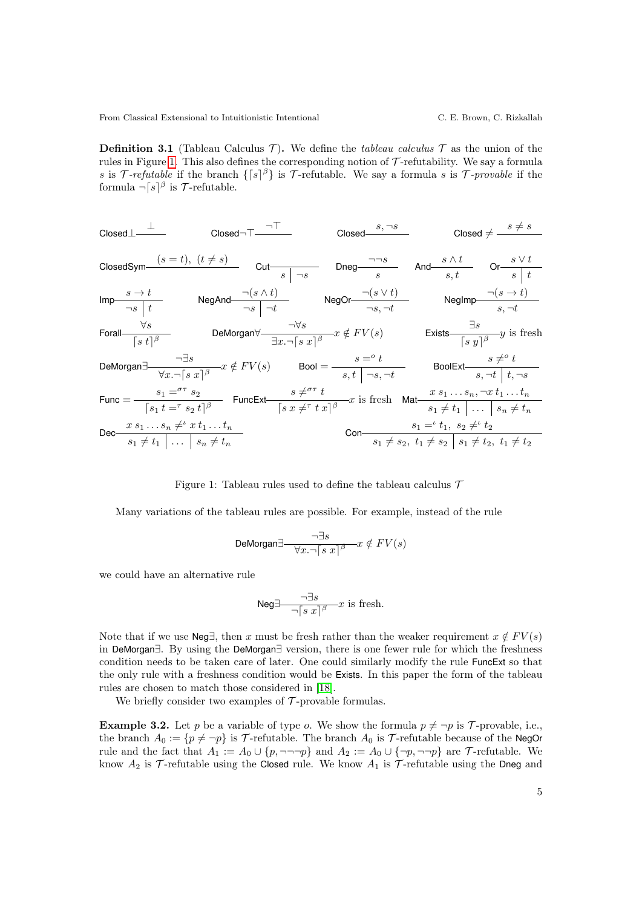**Definition 3.1** (Tableau Calculus $\mathcal{T}$)**.** We define the *tableau calculus* $\mathcal{T}$ as the union of the rules in Figure 1. This also defines the corresponding notion of $\mathcal{T}$-refutability. We say a formula $s$ is $\mathcal{T}$*-refutable* if the branch $\{\lceil s\rceil^\beta\}$ is $\mathcal{T}$-refutable. We say a formula $s$ is $\mathcal{T}$*-provable* if the formula $\neg\lceil s\rceil^\beta$ is $\mathcal{T}$-refutable.

$$\textsf{Closed}\bot\frac{\bot}{} \qquad \textsf{Closed}\neg\top\frac{\neg\top}{} \qquad \textsf{Closed}\frac{s,\neg s}{} \qquad \textsf{Closed}\neq\frac{s\neq s}{}$$

$$\textsf{ClosedSym}\frac{(s=t),\ (t\neq s)}{} \qquad \textsf{Cut}\frac{}{s\ \mid\ \neg s} \qquad \textsf{Dneg}\frac{\neg\neg s}{s} \qquad \textsf{And}\frac{s\wedge t}{s,t} \qquad \textsf{Or}\frac{s\vee t}{s\ \mid\ t}$$

$$\textsf{Imp}\frac{s\to t}{\neg s\ \mid\ t} \qquad \textsf{NegAnd}\frac{\neg(s\wedge t)}{\neg s\ \mid\ \neg t} \qquad \textsf{NegOr}\frac{\neg(s\vee t)}{\neg s,\neg t} \qquad \textsf{NegImp}\frac{\neg(s\to t)}{s,\neg t}$$

$$\textsf{Forall}\frac{\forall s}{\lceil s\ t\rceil^\beta} \qquad \textsf{DeMorgan}\forall\frac{\neg\forall s}{\exists x.\neg\lceil s\ x\rceil^\beta}\,x\notin FV(s) \qquad \textsf{Exists}\frac{\exists s}{\lceil s\ y\rceil^\beta}\,y\text{ is fresh}$$

$$\textsf{DeMorgan}\exists\frac{\neg\exists s}{\forall x.\neg\lceil s\ x\rceil^\beta}\,x\notin FV(s) \qquad \textsf{Bool}=\frac{s=^o t}{s,t\ \mid\ \neg s,\neg t} \qquad \textsf{BoolExt}\frac{s\neq^o t}{s,\neg t\ \mid\ t,\neg s}$$

$$\textsf{Func}=\frac{s_1=^{\sigma\tau}s_2}{\lceil s_1\ t=^\tau s_2\ t\rceil^\beta} \qquad \textsf{FuncExt}\frac{s\neq^{\sigma\tau}t}{\lceil s\ x\neq^\tau t\ x\rceil^\beta}\,x\text{ is fresh} \qquad \textsf{Mat}\frac{x\,s_1\ldots s_n,\ \neg x\,t_1\ldots t_n}{s_1\neq t_1\ \mid\ \ldots\ \mid\ s_n\neq t_n}$$

$$\textsf{Dec}\frac{x\,s_1\ldots s_n\neq^\iota x\,t_1\ldots t_n}{s_1\neq t_1\ \mid\ \ldots\ \mid\ s_n\neq t_n} \qquad \textsf{Con}\frac{s_1=^\iota t_1,\ s_2\neq^\iota t_2}{s_1\neq s_2,\ t_1\neq s_2\ \mid\ s_1\neq t_2,\ t_1\neq t_2}$$

Figure 1: Tableau rules used to define the tableau calculus $\mathcal{T}$

Many variations of the tableau rules are possible. For example, instead of the rule

$$\textsf{DeMorgan}\exists\frac{\neg\exists s}{\forall x.\neg\lceil s\ x\rceil^\beta}\,x\notin FV(s)$$

we could have an alternative rule

$$\textsf{Neg}\exists\frac{\neg\exists s}{\neg\lceil s\ x\rceil^\beta}\,x\text{ is fresh.}$$

Note that if we use $\textsf{Neg}\exists$, then $x$ must be fresh rather than the weaker requirement $x\notin FV(s)$ in $\textsf{DeMorgan}\exists$. By using the $\textsf{DeMorgan}\exists$ version, there is one fewer rule for which the freshness condition needs to be taken care of later. One could similarly modify the rule $\textsf{FuncExt}$ so that the only rule with a freshness condition would be $\textsf{Exists}$. In this paper the form of the tableau rules are chosen to match those considered in [18].

We briefly consider two examples of $\mathcal{T}$-provable formulas.

**Example 3.2.** Let $p$ be a variable of type $o$. We show the formula $p\neq\neg p$ is $\mathcal{T}$-provable, i.e., the branch $A_0:=\{p\neq\neg p\}$ is $\mathcal{T}$-refutable. The branch $A_0$ is $\mathcal{T}$-refutable because of the $\textsf{NegOr}$ rule and the fact that $A_1:=A_0\cup\{p,\neg\neg\neg p\}$ and $A_2:=A_0\cup\{\neg p,\neg\neg p\}$ are $\mathcal{T}$-refutable. We know $A_2$ is $\mathcal{T}$-refutable using the $\textsf{Closed}$ rule. We know $A_1$ is $\mathcal{T}$-refutable using the $\textsf{Dneg}$ and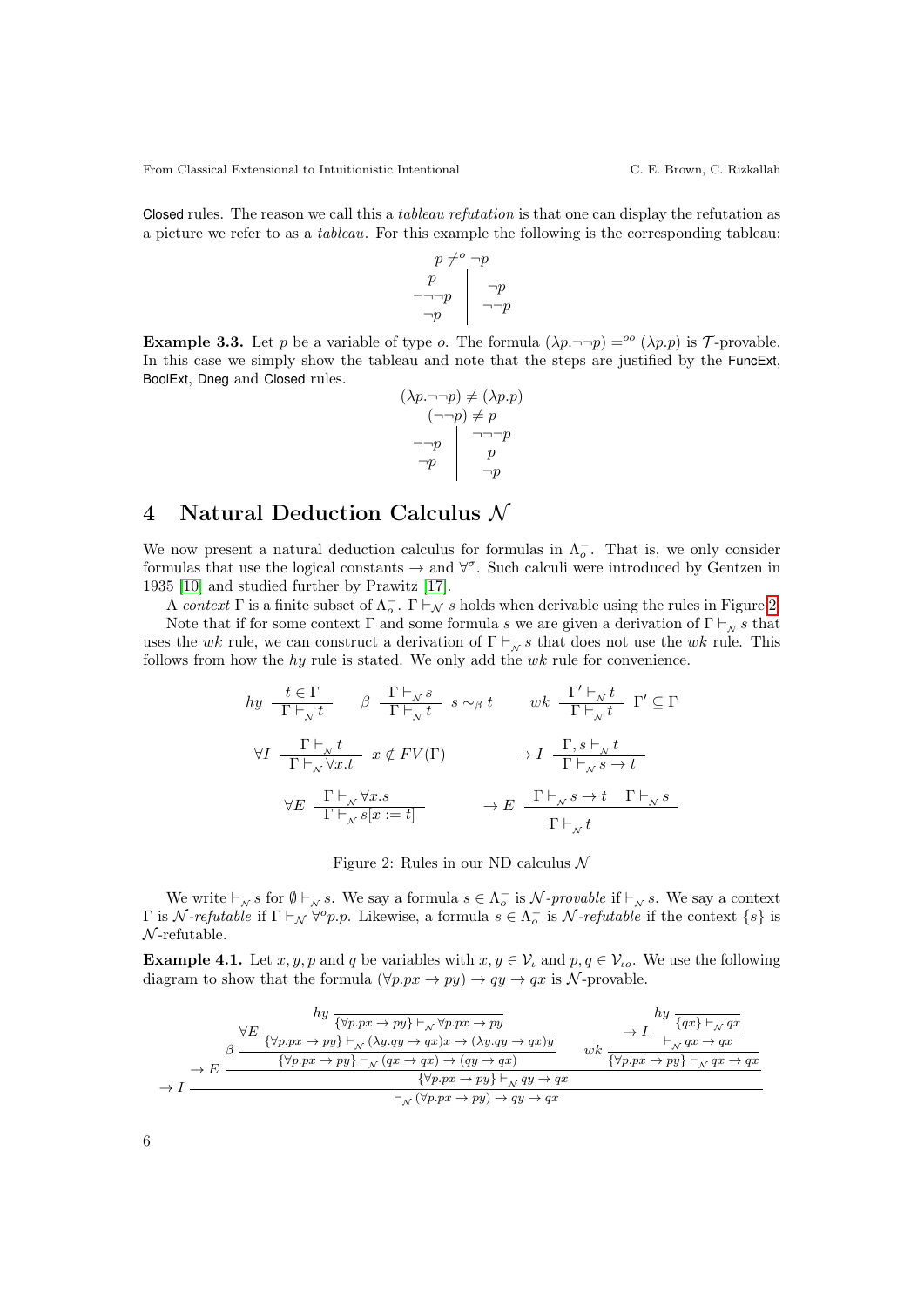Closed rules. The reason we call this a *tableau refutation* is that one can display the refutation as a picture we refer to as a *tableau*. For this example the following is the corresponding tableau:

$$
\begin{array}{c}
p \neq^o \neg p \\
\begin{array}{c|c}
\begin{array}{c} p \\ \neg\neg\neg p \\ \neg p \end{array} & \begin{array}{c} \neg p \\ \neg\neg p \end{array}
\end{array}
\end{array}
$$

**Example 3.3.** Let $p$ be a variable of type $o$. The formula $(\lambda p.\neg\neg p) =^{oo} (\lambda p.p)$ is $\mathcal{T}$-provable. In this case we simply show the tableau and note that the steps are justified by the FuncExt, BoolExt, Dneg and Closed rules.

$$
\begin{array}{c}
(\lambda p.\neg\neg p) \neq (\lambda p.p) \\
(\neg\neg p) \neq p \\
\begin{array}{c|c}
\begin{array}{c} \neg\neg p \\ \neg p \end{array} & \begin{array}{c} \neg\neg\neg p \\ p \\ \neg p \end{array}
\end{array}
\end{array}
$$

## 4 Natural Deduction Calculus $\mathcal{N}$

We now present a natural deduction calculus for formulas in $\Lambda_o^-$. That is, we only consider formulas that use the logical constants $\rightarrow$ and $\forall^\sigma$. Such calculi were introduced by Gentzen in 1935 [10] and studied further by Prawitz [17].

A *context* $\Gamma$ is a finite subset of $\Lambda_o^-$. $\Gamma \vdash_{\mathcal{N}} s$ holds when derivable using the rules in Figure 2.

Note that if for some context $\Gamma$ and some formula $s$ we are given a derivation of $\Gamma \vdash_{\mathcal{N}} s$ that uses the $wk$ rule, we can construct a derivation of $\Gamma \vdash_{\mathcal{N}} s$ that does not use the $wk$ rule. This follows from how the $hy$ rule is stated. We only add the $wk$ rule for convenience.

$$
hy\ \frac{t \in \Gamma}{\Gamma \vdash_{\mathcal{N}} t} \qquad \beta\ \frac{\Gamma \vdash_{\mathcal{N}} s}{\Gamma \vdash_{\mathcal{N}} t}\ s \sim_\beta t \qquad wk\ \frac{\Gamma' \vdash_{\mathcal{N}} t}{\Gamma \vdash_{\mathcal{N}} t}\ \Gamma' \subseteq \Gamma
$$

$$
\forall I\ \frac{\Gamma \vdash_{\mathcal{N}} t}{\Gamma \vdash_{\mathcal{N}} \forall x.t}\ x \notin FV(\Gamma) \qquad \rightarrow I\ \frac{\Gamma, s \vdash_{\mathcal{N}} t}{\Gamma \vdash_{\mathcal{N}} s \rightarrow t}
$$

$$
\forall E\ \frac{\Gamma \vdash_{\mathcal{N}} \forall x.s}{\Gamma \vdash_{\mathcal{N}} s[x := t]} \qquad \rightarrow E\ \frac{\Gamma \vdash_{\mathcal{N}} s \rightarrow t \quad \Gamma \vdash_{\mathcal{N}} s}{\Gamma \vdash_{\mathcal{N}} t}
$$

Figure 2: Rules in our ND calculus $\mathcal{N}$

We write $\vdash_{\mathcal{N}} s$ for $\emptyset \vdash_{\mathcal{N}} s$. We say a formula $s \in \Lambda_o^-$ is $\mathcal{N}$*-provable* if $\vdash_{\mathcal{N}} s$. We say a context $\Gamma$ is $\mathcal{N}$*-refutable* if $\Gamma \vdash_{\mathcal{N}} \forall^o p.p$. Likewise, a formula $s \in \Lambda_o^-$ is $\mathcal{N}$*-refutable* if the context $\{s\}$ is $\mathcal{N}$-refutable.

**Example 4.1.** Let $x, y, p$ and $q$ be variables with $x, y \in \mathcal{V}_\iota$ and $p, q \in \mathcal{V}_{\iota o}$. We use the following diagram to show that the formula $(\forall p.px \rightarrow py) \rightarrow qy \rightarrow qx$ is $\mathcal{N}$-provable.

$$
\rightarrow I\ \dfrac{\rightarrow E\ \dfrac{\beta\ \dfrac{\forall E\ \dfrac{hy\ \dfrac{}{\{\forall p.px \rightarrow py\} \vdash_{\mathcal{N}} \forall p.px \rightarrow py}}{\{\forall p.px \rightarrow py\} \vdash_{\mathcal{N}} (\lambda y.qy \rightarrow qx)x \rightarrow (\lambda y.qy \rightarrow qx)y}}{\{\forall p.px \rightarrow py\} \vdash_{\mathcal{N}} (qx \rightarrow qx) \rightarrow (qy \rightarrow qx)} \qquad wk\ \dfrac{\rightarrow I\ \dfrac{hy\ \dfrac{}{\{qx\} \vdash_{\mathcal{N}} qx}}{\vdash_{\mathcal{N}} qx \rightarrow qx}}{\{\forall p.px \rightarrow py\} \vdash_{\mathcal{N}} qx \rightarrow qx}}{\{\forall p.px \rightarrow py\} \vdash_{\mathcal{N}} qy \rightarrow qx}}{\vdash_{\mathcal{N}} (\forall p.px \rightarrow py) \rightarrow qy \rightarrow qx}
$$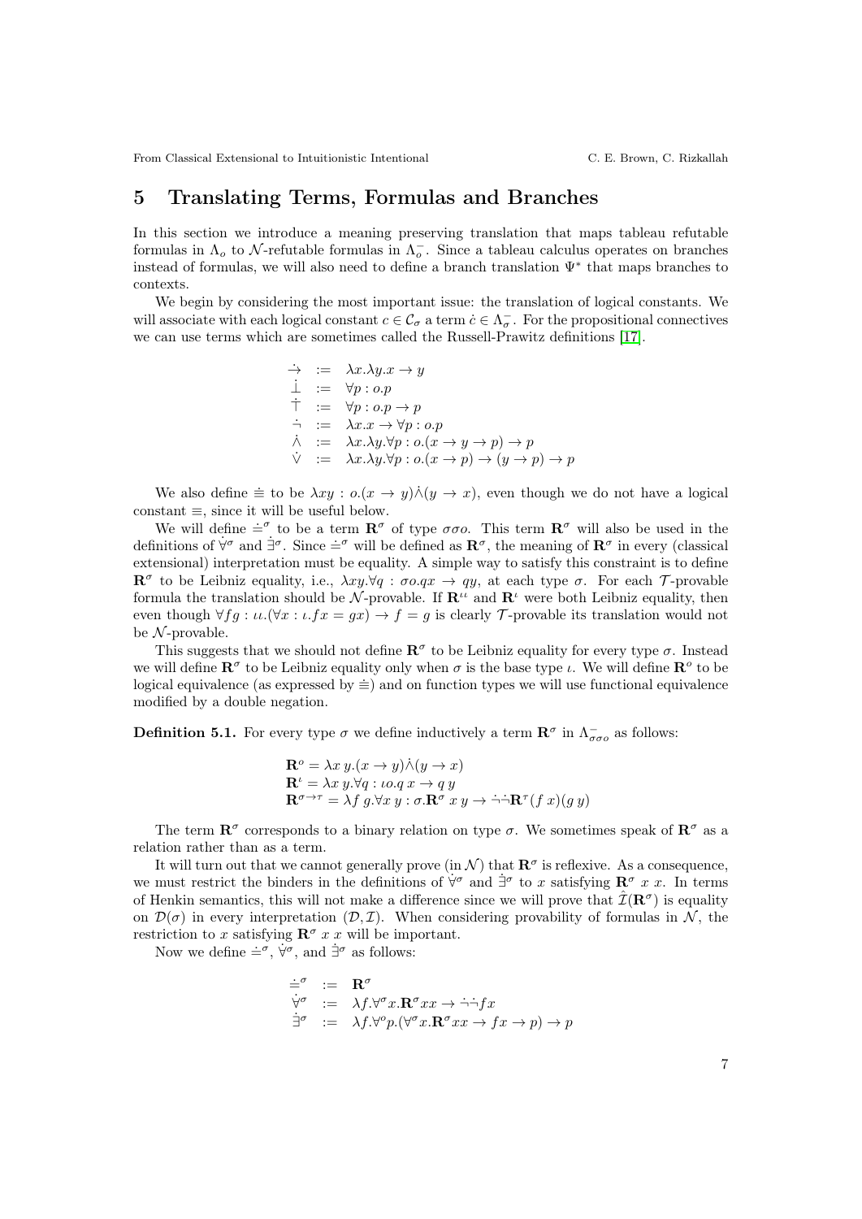# 5 Translating Terms, Formulas and Branches

In this section we introduce a meaning preserving translation that maps tableau refutable formulas in $\Lambda_o$ to $\mathcal{N}$-refutable formulas in $\Lambda_o^-$. Since a tableau calculus operates on branches instead of formulas, we will also need to define a branch translation $\Psi^*$ that maps branches to contexts.

We begin by considering the most important issue: the translation of logical constants. We will associate with each logical constant $c \in \mathcal{C}_\sigma$ a term $\dot{c} \in \Lambda_\sigma^-$. For the propositional connectives we can use terms which are sometimes called the Russell-Prawitz definitions [17].

$$
\begin{array}{lcl}
\dot{\rightarrow} & := & \lambda x.\lambda y.x \rightarrow y \\
\dot{\bot} & := & \forall p : o.p \\
\dot{\top} & := & \forall p : o.p \rightarrow p \\
\dot{\neg} & := & \lambda x.x \rightarrow \forall p : o.p \\
\dot{\wedge} & := & \lambda x.\lambda y.\forall p : o.(x \rightarrow y \rightarrow p) \rightarrow p \\
\dot{\vee} & := & \lambda x.\lambda y.\forall p : o.(x \rightarrow p) \rightarrow (y \rightarrow p) \rightarrow p
\end{array}
$$

We also define $\dot{\equiv}$ to be $\lambda xy : o.(x \rightarrow y)\dot{\wedge}(y \rightarrow x)$, even though we do not have a logical constant $\equiv$, since it will be useful below.

We will define $\dot{=}^\sigma$ to be a term $\mathbf{R}^\sigma$ of type $\sigma\sigma o$. This term $\mathbf{R}^\sigma$ will also be used in the definitions of $\dot{\forall}^\sigma$ and $\dot{\exists}^\sigma$. Since $\dot{=}^\sigma$ will be defined as $\mathbf{R}^\sigma$, the meaning of $\mathbf{R}^\sigma$ in every (classical extensional) interpretation must be equality. A simple way to satisfy this constraint is to define $\mathbf{R}^\sigma$ to be Leibniz equality, i.e., $\lambda xy.\forall q : \sigma o.qx \rightarrow qy$, at each type $\sigma$. For each $\mathcal{T}$-provable formula the translation should be $\mathcal{N}$-provable. If $\mathbf{R}^{\iota\iota}$ and $\mathbf{R}^\iota$ were both Leibniz equality, then even though $\forall fg : \iota\iota.(\forall x : \iota.fx = gx) \rightarrow f = g$ is clearly $\mathcal{T}$-provable its translation would not be $\mathcal{N}$-provable.

This suggests that we should not define $\mathbf{R}^\sigma$ to be Leibniz equality for every type $\sigma$. Instead we will define $\mathbf{R}^\sigma$ to be Leibniz equality only when $\sigma$ is the base type $\iota$. We will define $\mathbf{R}^o$ to be logical equivalence (as expressed by $\dot{\equiv}$) and on function types we will use functional equivalence modified by a double negation.

**Definition 5.1.** For every type $\sigma$ we define inductively a term $\mathbf{R}^\sigma$ in $\Lambda_{\sigma\sigma o}^-$ as follows:

$$
\begin{array}{l}
\mathbf{R}^o = \lambda x\, y.(x \rightarrow y)\dot{\wedge}(y \rightarrow x) \\
\mathbf{R}^\iota = \lambda x\, y.\forall q : \iota o.q\, x \rightarrow q\, y \\
\mathbf{R}^{\sigma\rightarrow\tau} = \lambda f\, g.\forall x\, y : \sigma.\mathbf{R}^\sigma\, x\, y \rightarrow \dot{\neg}\dot{\neg}\mathbf{R}^\tau(f\, x)(g\, y)
\end{array}
$$

The term $\mathbf{R}^\sigma$ corresponds to a binary relation on type $\sigma$. We sometimes speak of $\mathbf{R}^\sigma$ as a relation rather than as a term.

It will turn out that we cannot generally prove (in $\mathcal{N}$) that $\mathbf{R}^\sigma$ is reflexive. As a consequence, we must restrict the binders in the definitions of $\dot{\forall}^\sigma$ and $\dot{\exists}^\sigma$ to $x$ satisfying $\mathbf{R}^\sigma\, x\, x$. In terms of Henkin semantics, this will not make a difference since we will prove that $\hat{\mathcal{I}}(\mathbf{R}^\sigma)$ is equality on $\mathcal{D}(\sigma)$ in every interpretation $(\mathcal{D}, \mathcal{I})$. When considering provability of formulas in $\mathcal{N}$, the restriction to $x$ satisfying $\mathbf{R}^\sigma\, x\, x$ will be important.

Now we define $\dot{=}^\sigma$, $\dot{\forall}^\sigma$, and $\dot{\exists}^\sigma$ as follows:

$$
\begin{array}{lcl}
\dot{=}^\sigma & := & \mathbf{R}^\sigma \\
\dot{\forall}^\sigma & := & \lambda f.\forall^\sigma x.\mathbf{R}^\sigma xx \rightarrow \dot{\neg}\dot{\neg}fx \\
\dot{\exists}^\sigma & := & \lambda f.\forall^o p.(\forall^\sigma x.\mathbf{R}^\sigma xx \rightarrow fx \rightarrow p) \rightarrow p
\end{array}
$$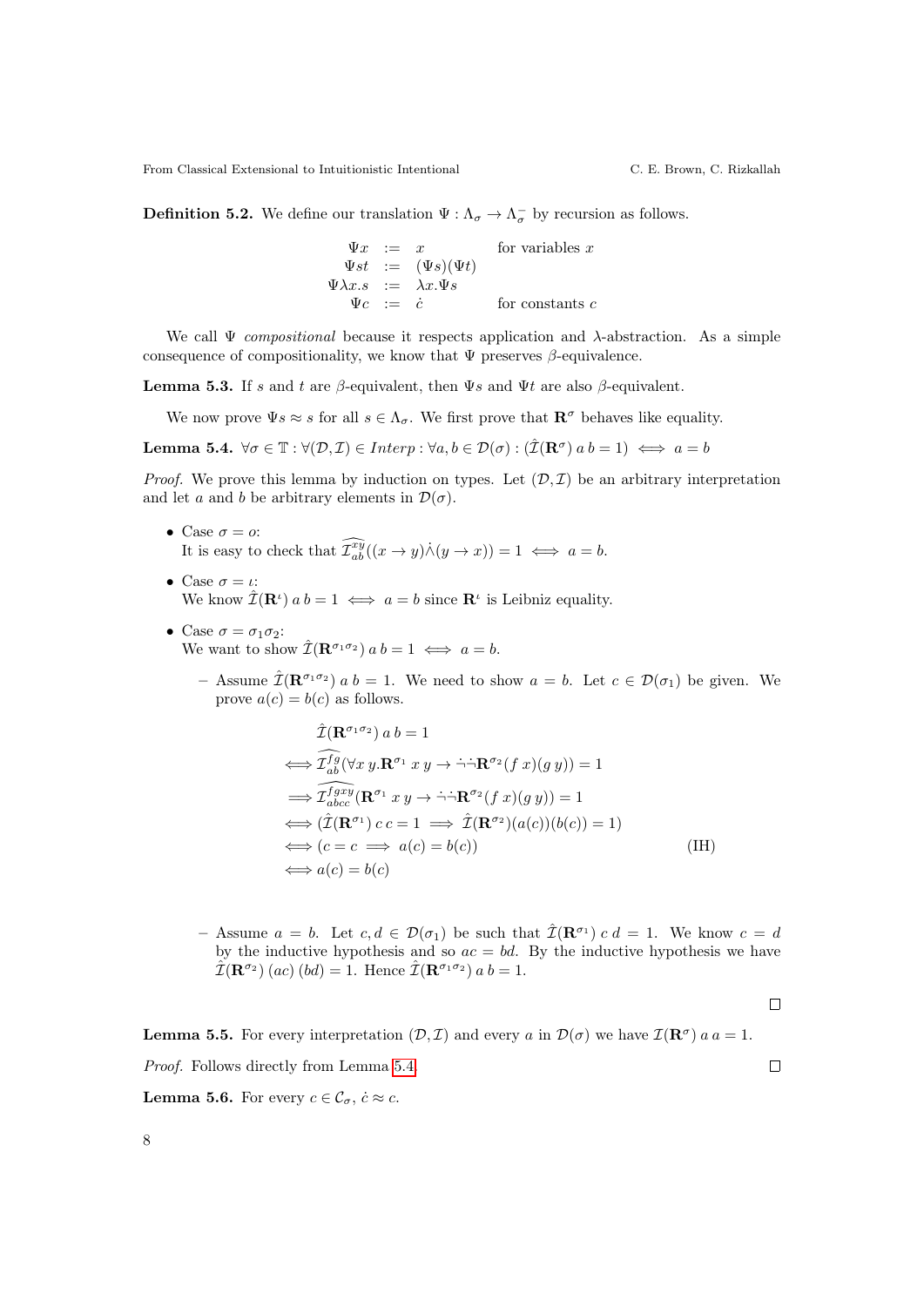**Definition 5.2.** We define our translation $\Psi : \Lambda_\sigma \to \Lambda^-_\sigma$ by recursion as follows.

$$
\begin{array}{rcll}
\Psi x & := & x & \text{for variables } x \\
\Psi st & := & (\Psi s)(\Psi t) & \\
\Psi \lambda x.s & := & \lambda x.\Psi s & \\
\Psi c & := & \dot{c} & \text{for constants } c
\end{array}
$$

We call $\Psi$ *compositional* because it respects application and $\lambda$-abstraction. As a simple consequence of compositionality, we know that $\Psi$ preserves $\beta$-equivalence.

**Lemma 5.3.** If $s$ and $t$ are $\beta$-equivalent, then $\Psi s$ and $\Psi t$ are also $\beta$-equivalent.

We now prove $\Psi s \approx s$ for all $s \in \Lambda_\sigma$. We first prove that $\mathbf{R}^\sigma$ behaves like equality.

**Lemma 5.4.** $\forall \sigma \in \mathbb{T} : \forall (\mathcal{D}, \mathcal{I}) \in \mathit{Interp} : \forall a, b \in \mathcal{D}(\sigma) : (\hat{\mathcal{I}}(\mathbf{R}^\sigma)\ a\ b = 1) \iff a = b$

*Proof.* We prove this lemma by induction on types. Let $(\mathcal{D}, \mathcal{I})$ be an arbitrary interpretation and let $a$ and $b$ be arbitrary elements in $\mathcal{D}(\sigma)$.

- Case $\sigma = o$:
  It is easy to check that $\widehat{\mathcal{I}^{xy}_{ab}}((x \to y) \dot{\wedge} (y \to x)) = 1 \iff a = b$.
- Case $\sigma = \iota$:
  We know $\hat{\mathcal{I}}(\mathbf{R}^\iota)\ a\ b = 1 \iff a = b$ since $\mathbf{R}^\iota$ is Leibniz equality.
- Case $\sigma = \sigma_1\sigma_2$:
  We want to show $\hat{\mathcal{I}}(\mathbf{R}^{\sigma_1\sigma_2})\ a\ b = 1 \iff a = b$.
  - Assume $\hat{\mathcal{I}}(\mathbf{R}^{\sigma_1\sigma_2})\ a\ b = 1$. We need to show $a = b$. Let $c \in \mathcal{D}(\sigma_1)$ be given. We prove $a(c) = b(c)$ as follows.

$$
\begin{array}{ll}
 & \hat{\mathcal{I}}(\mathbf{R}^{\sigma_1\sigma_2})\ a\ b = 1 \\
\iff & \widehat{\mathcal{I}^{fg}_{ab}}(\forall x\, y. \mathbf{R}^{\sigma_1}\ x\ y \to \dot{\neg}\dot{\neg}\mathbf{R}^{\sigma_2}(f\ x)(g\ y)) = 1 \\
\implies & \widehat{\mathcal{I}^{fgxy}_{abcc}}(\mathbf{R}^{\sigma_1}\ x\ y \to \dot{\neg}\dot{\neg}\mathbf{R}^{\sigma_2}(f\ x)(g\ y)) = 1 \\
\iff & (\hat{\mathcal{I}}(\mathbf{R}^{\sigma_1})\ c\ c = 1 \implies \hat{\mathcal{I}}(\mathbf{R}^{\sigma_2})(a(c))(b(c)) = 1) \\
\iff & (c = c \implies a(c) = b(c)) \qquad\qquad\qquad\qquad\qquad\qquad \text{(IH)} \\
\iff & a(c) = b(c)
\end{array}
$$

  - Assume $a = b$. Let $c, d \in \mathcal{D}(\sigma_1)$ be such that $\hat{\mathcal{I}}(\mathbf{R}^{\sigma_1})\ c\ d = 1$. We know $c = d$ by the inductive hypothesis and so $ac = bd$. By the inductive hypothesis we have $\hat{\mathcal{I}}(\mathbf{R}^{\sigma_2})\ (ac)\ (bd) = 1$. Hence $\hat{\mathcal{I}}(\mathbf{R}^{\sigma_1\sigma_2})\ a\ b = 1$.

□

**Lemma 5.5.** For every interpretation $(\mathcal{D}, \mathcal{I})$ and every $a$ in $\mathcal{D}(\sigma)$ we have $\mathcal{I}(\mathbf{R}^\sigma)\ a\ a = 1$.

*Proof.* Follows directly from Lemma 5.4. □

**Lemma 5.6.** For every $c \in \mathcal{C}_\sigma$, $\dot{c} \approx c$.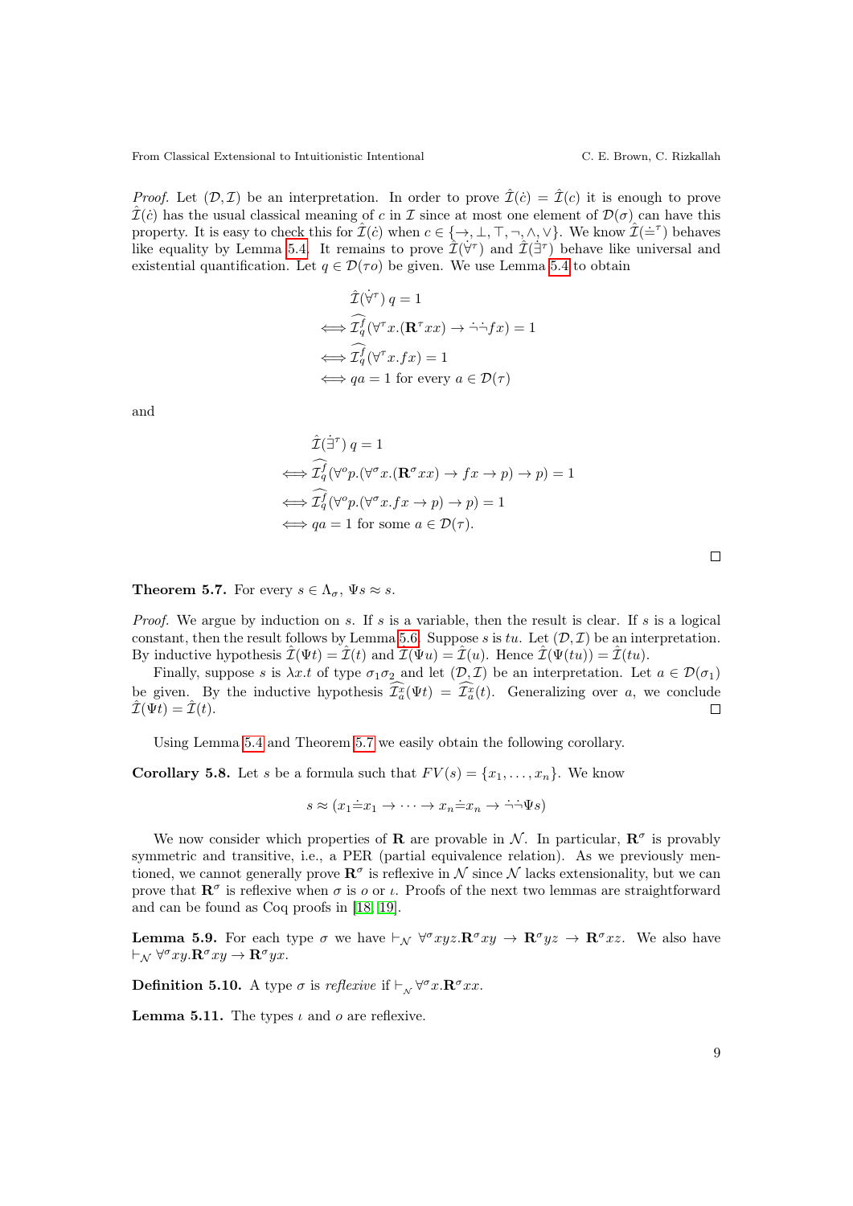*Proof.* Let $(\mathcal{D}, \mathcal{I})$ be an interpretation. In order to prove $\hat{\mathcal{I}}(\dot{c}) = \hat{\mathcal{I}}(c)$ it is enough to prove $\hat{\mathcal{I}}(\dot{c})$ has the usual classical meaning of $c$ in $\mathcal{I}$ since at most one element of $\mathcal{D}(\sigma)$ can have this property. It is easy to check this for $\hat{\mathcal{I}}(\dot{c})$ when $c \in \{\rightarrow, \bot, \top, \neg, \wedge, \vee\}$. We know $\hat{\mathcal{I}}(\dot{=}^\tau)$ behaves like equality by Lemma 5.4. It remains to prove $\hat{\mathcal{I}}(\dot{\forall}^\tau)$ and $\hat{\mathcal{I}}(\dot{\exists}^\tau)$ behave like universal and existential quantification. Let $q \in \mathcal{D}(\tau o)$ be given. We use Lemma 5.4 to obtain

$$
\begin{aligned}
&\hat{\mathcal{I}}(\dot{\forall}^\tau)\, q = 1 \\
\iff &\widehat{\mathcal{I}_q^f}(\forall^\tau x.(\mathbf{R}^\tau xx) \rightarrow \dot{\neg}\dot{\neg} fx) = 1 \\
\iff &\widehat{\mathcal{I}_q^f}(\forall^\tau x.fx) = 1 \\
\iff &qa = 1 \text{ for every } a \in \mathcal{D}(\tau)
\end{aligned}
$$

and

$$
\begin{aligned}
&\hat{\mathcal{I}}(\dot{\exists}^\tau)\, q = 1 \\
\iff &\widehat{\mathcal{I}_q^f}(\forall^o p.(\forall^\sigma x.(\mathbf{R}^\sigma xx) \rightarrow fx \rightarrow p) \rightarrow p) = 1 \\
\iff &\widehat{\mathcal{I}_q^f}(\forall^o p.(\forall^\sigma x.fx \rightarrow p) \rightarrow p) = 1 \\
\iff &qa = 1 \text{ for some } a \in \mathcal{D}(\tau).
\end{aligned}
$$

□

**Theorem 5.7.** For every $s \in \Lambda_\sigma$, $\Psi s \approx s$.

*Proof.* We argue by induction on $s$. If $s$ is a variable, then the result is clear. If $s$ is a logical constant, then the result follows by Lemma 5.6. Suppose $s$ is $tu$. Let $(\mathcal{D}, \mathcal{I})$ be an interpretation. By inductive hypothesis $\hat{\mathcal{I}}(\Psi t) = \hat{\mathcal{I}}(t)$ and $\hat{\mathcal{I}}(\Psi u) = \hat{\mathcal{I}}(u)$. Hence $\hat{\mathcal{I}}(\Psi(tu)) = \hat{\mathcal{I}}(tu)$.

Finally, suppose $s$ is $\lambda x.t$ of type $\sigma_1\sigma_2$ and let $(\mathcal{D}, \mathcal{I})$ be an interpretation. Let $a \in \mathcal{D}(\sigma_1)$ be given. By the inductive hypothesis $\widehat{\mathcal{I}_a^x}(\Psi t) = \widehat{\mathcal{I}_a^x}(t)$. Generalizing over $a$, we conclude $\hat{\mathcal{I}}(\Psi t) = \hat{\mathcal{I}}(t)$. □

Using Lemma 5.4 and Theorem 5.7 we easily obtain the following corollary.

**Corollary 5.8.** Let $s$ be a formula such that $FV(s) = \{x_1, \ldots, x_n\}$. We know

$$s \approx (x_1 \dot{=} x_1 \rightarrow \cdots \rightarrow x_n \dot{=} x_n \rightarrow \dot{\neg}\dot{\neg}\Psi s)$$

We now consider which properties of $\mathbf{R}$ are provable in $\mathcal{N}$. In particular, $\mathbf{R}^\sigma$ is provably symmetric and transitive, i.e., a PER (partial equivalence relation). As we previously mentioned, we cannot generally prove $\mathbf{R}^\sigma$ is reflexive in $\mathcal{N}$ since $\mathcal{N}$ lacks extensionality, but we can prove that $\mathbf{R}^\sigma$ is reflexive when $\sigma$ is $o$ or $\iota$. Proofs of the next two lemmas are straightforward and can be found as Coq proofs in [18, 19].

**Lemma 5.9.** For each type $\sigma$ we have $\vdash_{\mathcal{N}} \forall^\sigma xyz.\mathbf{R}^\sigma xy \rightarrow \mathbf{R}^\sigma yz \rightarrow \mathbf{R}^\sigma xz$. We also have $\vdash_{\mathcal{N}} \forall^\sigma xy.\mathbf{R}^\sigma xy \rightarrow \mathbf{R}^\sigma yx$.

**Definition 5.10.** A type $\sigma$ is *reflexive* if $\vdash_{\mathcal{N}} \forall^\sigma x.\mathbf{R}^\sigma xx$.

**Lemma 5.11.** The types $\iota$ and $o$ are reflexive.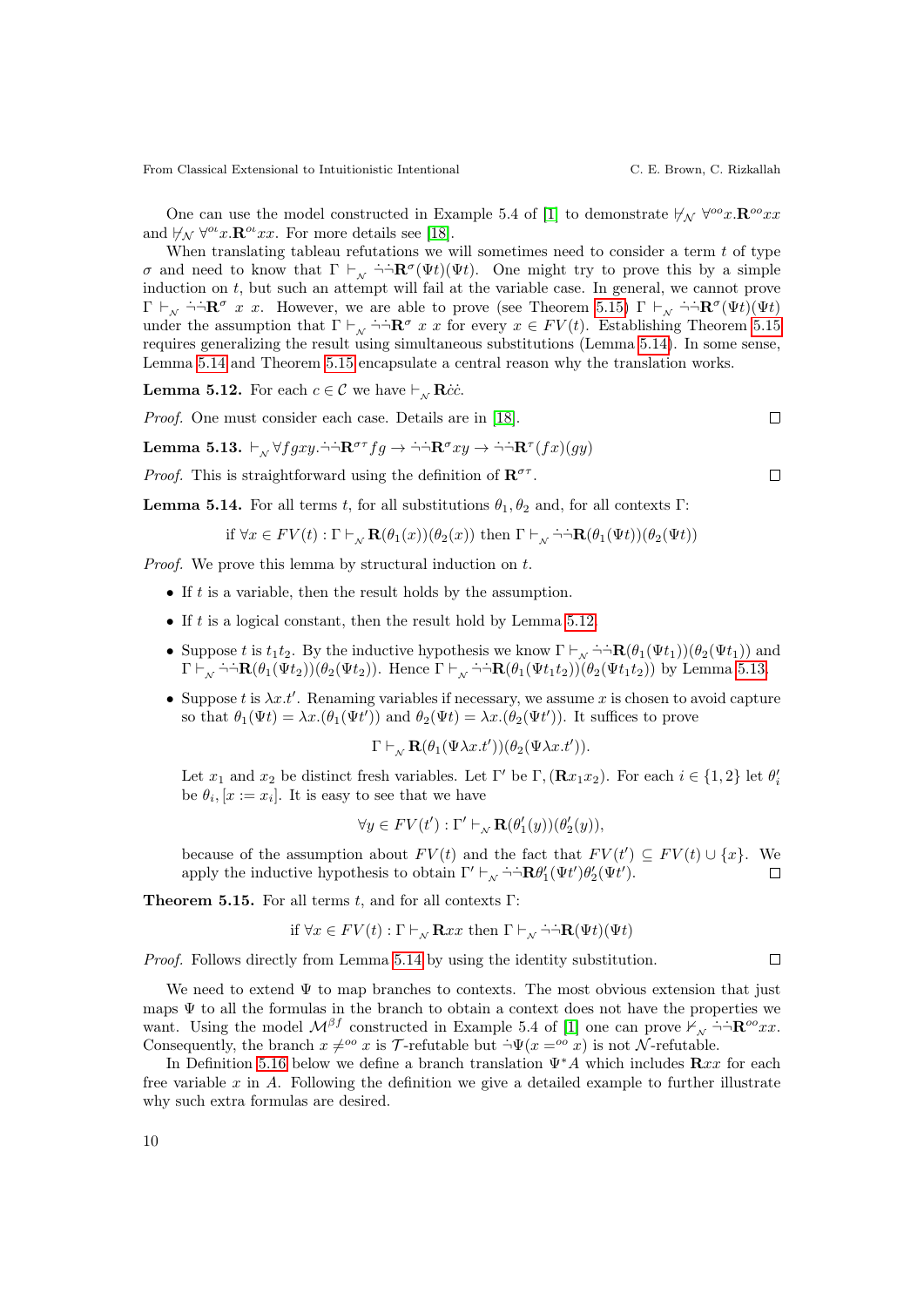One can use the model constructed in Example 5.4 of [1] to demonstrate $\nvdash_{\mathcal{N}} \forall^{oo}x.\mathbf{R}^{oo}xx$ and $\nvdash_{\mathcal{N}} \forall^{o\iota}x.\mathbf{R}^{o\iota}xx$. For more details see [18].

When translating tableau refutations we will sometimes need to consider a term $t$ of type $\sigma$ and need to know that $\Gamma \vdash_{\mathcal{N}} \dot{\neg}\dot{\neg}\mathbf{R}^{\sigma}(\Psi t)(\Psi t)$. One might try to prove this by a simple induction on $t$, but such an attempt will fail at the variable case. In general, we cannot prove $\Gamma \vdash_{\mathcal{N}} \dot{\neg}\dot{\neg}\mathbf{R}^{\sigma}\ x\ x$. However, we are able to prove (see Theorem 5.15) $\Gamma \vdash_{\mathcal{N}} \dot{\neg}\dot{\neg}\mathbf{R}^{\sigma}(\Psi t)(\Psi t)$ under the assumption that $\Gamma \vdash_{\mathcal{N}} \dot{\neg}\dot{\neg}\mathbf{R}^{\sigma}\ x\ x$ for every $x \in FV(t)$. Establishing Theorem 5.15 requires generalizing the result using simultaneous substitutions (Lemma 5.14). In some sense, Lemma 5.14 and Theorem 5.15 encapsulate a central reason why the translation works.

**Lemma 5.12.** For each $c \in \mathcal{C}$ we have $\vdash_{\mathcal{N}} \mathbf{R}\dot{c}\dot{c}$.

*Proof.* One must consider each case. Details are in [18]. $\square$

**Lemma 5.13.** $\vdash_{\mathcal{N}} \forall fgxy.\dot{\neg}\dot{\neg}\mathbf{R}^{\sigma\tau}fg \to \dot{\neg}\dot{\neg}\mathbf{R}^{\sigma}xy \to \dot{\neg}\dot{\neg}\mathbf{R}^{\tau}(fx)(gy)$

*Proof.* This is straightforward using the definition of $\mathbf{R}^{\sigma\tau}$. $\square$

**Lemma 5.14.** For all terms $t$, for all substitutions $\theta_1, \theta_2$ and, for all contexts $\Gamma$:

$$\text{if } \forall x \in FV(t) : \Gamma \vdash_{\mathcal{N}} \mathbf{R}(\theta_1(x))(\theta_2(x)) \text{ then } \Gamma \vdash_{\mathcal{N}} \dot{\neg}\dot{\neg}\mathbf{R}(\theta_1(\Psi t))(\theta_2(\Psi t))$$

*Proof.* We prove this lemma by structural induction on $t$.

- If $t$ is a variable, then the result holds by the assumption.
- If $t$ is a logical constant, then the result hold by Lemma 5.12.
- Suppose $t$ is $t_1 t_2$. By the inductive hypothesis we know $\Gamma \vdash_{\mathcal{N}} \dot{\neg}\dot{\neg}\mathbf{R}(\theta_1(\Psi t_1))(\theta_2(\Psi t_1))$ and $\Gamma \vdash_{\mathcal{N}} \dot{\neg}\dot{\neg}\mathbf{R}(\theta_1(\Psi t_2))(\theta_2(\Psi t_2))$. Hence $\Gamma \vdash_{\mathcal{N}} \dot{\neg}\dot{\neg}\mathbf{R}(\theta_1(\Psi t_1 t_2))(\theta_2(\Psi t_1 t_2))$ by Lemma 5.13.
- Suppose $t$ is $\lambda x.t'$. Renaming variables if necessary, we assume $x$ is chosen to avoid capture so that $\theta_1(\Psi t) = \lambda x.(\theta_1(\Psi t'))$ and $\theta_2(\Psi t) = \lambda x.(\theta_2(\Psi t'))$. It suffices to prove

  $$\Gamma \vdash_{\mathcal{N}} \mathbf{R}(\theta_1(\Psi\lambda x.t'))(\theta_2(\Psi\lambda x.t')).$$

  Let $x_1$ and $x_2$ be distinct fresh variables. Let $\Gamma'$ be $\Gamma, (\mathbf{R}x_1x_2)$. For each $i \in \{1, 2\}$ let $\theta'_i$ be $\theta_i, [x := x_i]$. It is easy to see that we have

  $$\forall y \in FV(t') : \Gamma' \vdash_{\mathcal{N}} \mathbf{R}(\theta'_1(y))(\theta'_2(y)),$$

  because of the assumption about $FV(t)$ and the fact that $FV(t') \subseteq FV(t) \cup \{x\}$. We apply the inductive hypothesis to obtain $\Gamma' \vdash_{\mathcal{N}} \dot{\neg}\dot{\neg}\mathbf{R}\theta'_1(\Psi t')\theta'_2(\Psi t')$. $\square$

**Theorem 5.15.** For all terms $t$, and for all contexts $\Gamma$:

$$\text{if } \forall x \in FV(t) : \Gamma \vdash_{\mathcal{N}} \mathbf{R}xx \text{ then } \Gamma \vdash_{\mathcal{N}} \dot{\neg}\dot{\neg}\mathbf{R}(\Psi t)(\Psi t)$$

*Proof.* Follows directly from Lemma 5.14 by using the identity substitution. $\square$

We need to extend $\Psi$ to map branches to contexts. The most obvious extension that just maps $\Psi$ to all the formulas in the branch to obtain a context does not have the properties we want. Using the model $\mathcal{M}^{\beta f}$ constructed in Example 5.4 of [1] one can prove $\nvdash_{\mathcal{N}} \dot{\neg}\dot{\neg}\mathbf{R}^{oo}xx$. Consequently, the branch $x \neq^{oo} x$ is $\mathcal{T}$-refutable but $\dot{\neg}\Psi(x =^{oo} x)$ is not $\mathcal{N}$-refutable.

In Definition 5.16 below we define a branch translation $\Psi^*A$ which includes $\mathbf{R}xx$ for each free variable $x$ in $A$. Following the definition we give a detailed example to further illustrate why such extra formulas are desired.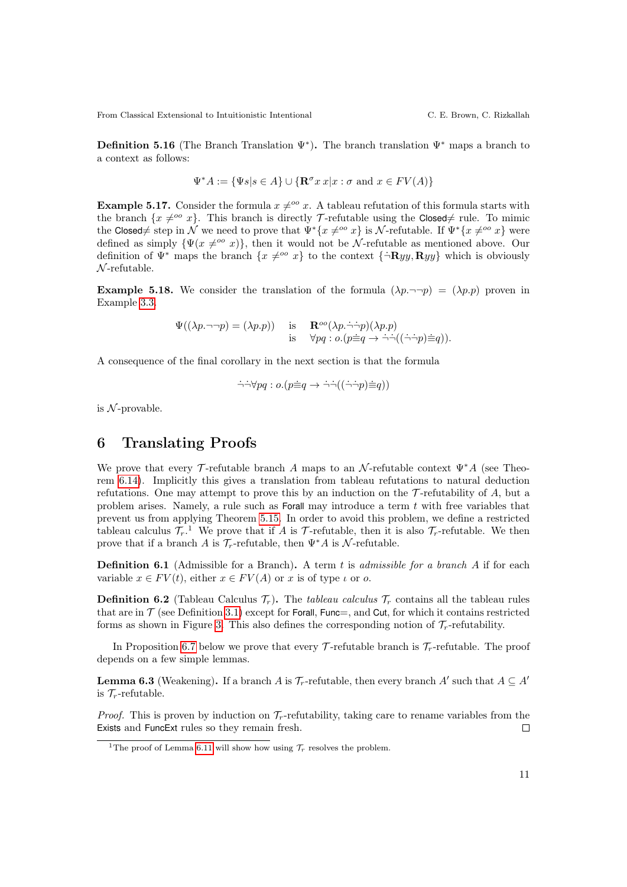**Definition 5.16** (The Branch Translation $\Psi^*$)**.** The branch translation $\Psi^*$ maps a branch to a context as follows:

$$\Psi^* A := \{\Psi s | s \in A\} \cup \{\mathbf{R}^\sigma x\, x | x : \sigma \text{ and } x \in FV(A)\}$$

**Example 5.17.** Consider the formula $x \neq^{oo} x$. A tableau refutation of this formula starts with the branch $\{x \neq^{oo} x\}$. This branch is directly $\mathcal{T}$-refutable using the Closed$\neq$ rule. To mimic the Closed$\neq$ step in $\mathcal{N}$ we need to prove that $\Psi^*\{x \neq^{oo} x\}$ is $\mathcal{N}$-refutable. If $\Psi^*\{x \neq^{oo} x\}$ were defined as simply $\{\Psi(x \neq^{oo} x)\}$, then it would not be $\mathcal{N}$-refutable as mentioned above. Our definition of $\Psi^*$ maps the branch $\{x \neq^{oo} x\}$ to the context $\{\dot\neg \mathbf{R}yy, \mathbf{R}yy\}$ which is obviously $\mathcal{N}$-refutable.

**Example 5.18.** We consider the translation of the formula $(\lambda p.\neg\neg p) = (\lambda p.p)$ proven in Example 3.3.

$$\begin{array}{lll} \Psi((\lambda p.\neg\neg p) = (\lambda p.p)) & \text{is} & \mathbf{R}^{oo}(\lambda p.\dot\neg\dot\neg p)(\lambda p.p) \\ & \text{is} & \forall pq : o.(p \dot\equiv q \rightarrow \dot\neg\dot\neg((\dot\neg\dot\neg p) \dot\equiv q)). \end{array}$$

A consequence of the final corollary in the next section is that the formula

$$\dot\neg\dot\neg \forall pq : o.(p \dot\equiv q \rightarrow \dot\neg\dot\neg((\dot\neg\dot\neg p) \dot\equiv q))$$

is $\mathcal{N}$-provable.

# 6 Translating Proofs

We prove that every $\mathcal{T}$-refutable branch $A$ maps to an $\mathcal{N}$-refutable context $\Psi^* A$ (see Theorem 6.14). Implicitly this gives a translation from tableau refutations to natural deduction refutations. One may attempt to prove this by an induction on the $\mathcal{T}$-refutability of $A$, but a problem arises. Namely, a rule such as Forall may introduce a term $t$ with free variables that prevent us from applying Theorem 5.15. In order to avoid this problem, we define a restricted tableau calculus $\mathcal{T}_r$.[1] We prove that if $A$ is $\mathcal{T}$-refutable, then it is also $\mathcal{T}_r$-refutable. We then prove that if a branch $A$ is $\mathcal{T}_r$-refutable, then $\Psi^* A$ is $\mathcal{N}$-refutable.

**Definition 6.1** (Admissible for a Branch)**.** A term $t$ is *admissible for a branch* $A$ if for each variable $x \in FV(t)$, either $x \in FV(A)$ or $x$ is of type $\iota$ or $o$.

**Definition 6.2** (Tableau Calculus $\mathcal{T}_r$)**.** The *tableau calculus* $\mathcal{T}_r$ contains all the tableau rules that are in $\mathcal{T}$ (see Definition 3.1) except for Forall, Func=, and Cut, for which it contains restricted forms as shown in Figure 3. This also defines the corresponding notion of $\mathcal{T}_r$-refutability.

In Proposition 6.7 below we prove that every $\mathcal{T}$-refutable branch is $\mathcal{T}_r$-refutable. The proof depends on a few simple lemmas.

**Lemma 6.3** (Weakening)**.** If a branch $A$ is $\mathcal{T}_r$-refutable, then every branch $A'$ such that $A \subseteq A'$ is $\mathcal{T}_r$-refutable.

*Proof.* This is proven by induction on $\mathcal{T}_r$-refutability, taking care to rename variables from the Exists and FuncExt rules so they remain fresh. ◻

[1] The proof of Lemma 6.11 will show how using $\mathcal{T}_r$ resolves the problem.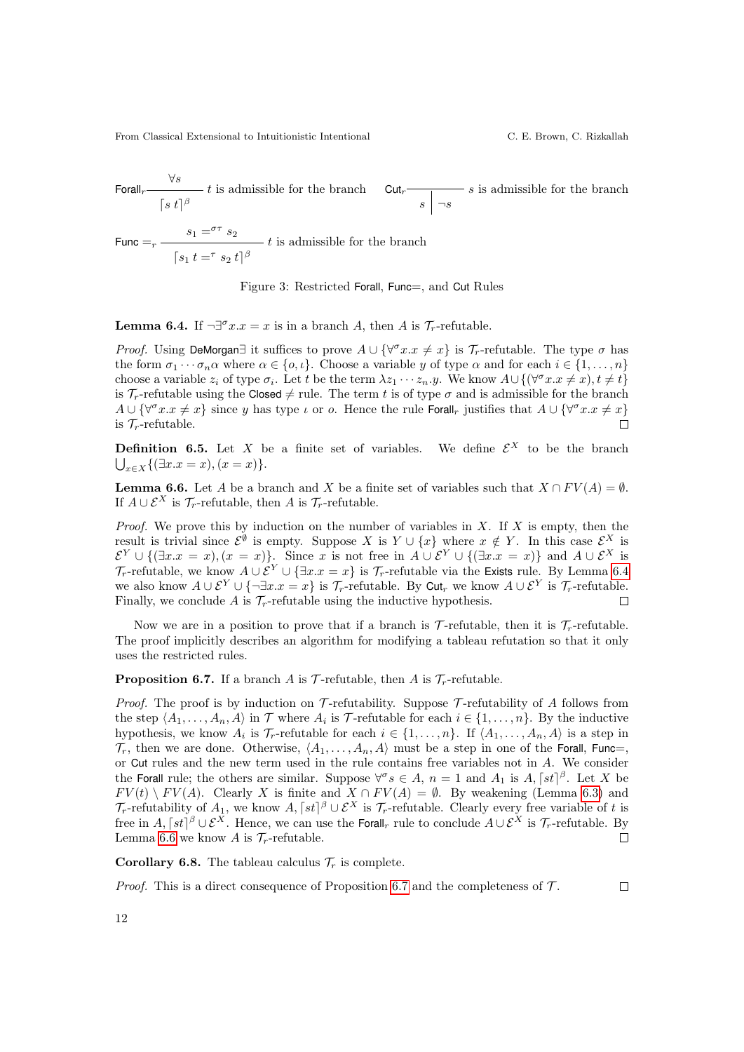$$\mathsf{Forall}_r\frac{\forall s}{\lceil s\ t\rceil^\beta}\ t \text{ is admissible for the branch} \qquad \mathsf{Cut}_r\frac{}{s \mid \neg s}\ s \text{ is admissible for the branch}$$

$$\mathsf{Func}=_r\ \frac{s_1 =^{\sigma\tau} s_2}{\lceil s_1\ t =^\tau s_2\ t\rceil^\beta}\ t \text{ is admissible for the branch}$$

Figure 3: Restricted Forall, Func=, and Cut Rules

**Lemma 6.4.** If $\neg\exists^\sigma x.x = x$ is in a branch $A$, then $A$ is $\mathcal{T}_r$-refutable.

*Proof.* Using DeMorgan$\exists$ it suffices to prove $A \cup \{\forall^\sigma x.x \neq x\}$ is $\mathcal{T}_r$-refutable. The type $\sigma$ has the form $\sigma_1 \cdots \sigma_n \alpha$ where $\alpha \in \{o, \iota\}$. Choose a variable $y$ of type $\alpha$ and for each $i \in \{1, \ldots, n\}$ choose a variable $z_i$ of type $\sigma_i$. Let $t$ be the term $\lambda z_1 \cdots z_n.y$. We know $A \cup \{(\forall^\sigma x.x \neq x), t \neq t\}$ is $\mathcal{T}_r$-refutable using the Closed $\neq$ rule. The term $t$ is of type $\sigma$ and is admissible for the branch $A \cup \{\forall^\sigma x.x \neq x\}$ since $y$ has type $\iota$ or $o$. Hence the rule Forall$_r$ justifies that $A \cup \{\forall^\sigma x.x \neq x\}$ is $\mathcal{T}_r$-refutable. □

**Definition 6.5.** Let $X$ be a finite set of variables. We define $\mathcal{E}^X$ to be the branch $\bigcup_{x\in X}\{(\exists x.x = x), (x = x)\}$.

**Lemma 6.6.** Let $A$ be a branch and $X$ be a finite set of variables such that $X \cap FV(A) = \emptyset$. If $A \cup \mathcal{E}^X$ is $\mathcal{T}_r$-refutable, then $A$ is $\mathcal{T}_r$-refutable.

*Proof.* We prove this by induction on the number of variables in $X$. If $X$ is empty, then the result is trivial since $\mathcal{E}^\emptyset$ is empty. Suppose $X$ is $Y \cup \{x\}$ where $x \notin Y$. In this case $\mathcal{E}^X$ is $\mathcal{E}^Y \cup \{(\exists x.x = x), (x = x)\}$. Since $x$ is not free in $A \cup \mathcal{E}^Y \cup \{(\exists x.x = x)\}$ and $A \cup \mathcal{E}^X$ is $\mathcal{T}_r$-refutable, we know $A \cup \mathcal{E}^Y \cup \{\exists x.x = x\}$ is $\mathcal{T}_r$-refutable via the Exists rule. By Lemma 6.4 we also know $A \cup \mathcal{E}^Y \cup \{\neg\exists x.x = x\}$ is $\mathcal{T}_r$-refutable. By Cut$_r$ we know $A \cup \mathcal{E}^Y$ is $\mathcal{T}_r$-refutable. Finally, we conclude $A$ is $\mathcal{T}_r$-refutable using the inductive hypothesis. □

Now we are in a position to prove that if a branch is $\mathcal{T}$-refutable, then it is $\mathcal{T}_r$-refutable. The proof implicitly describes an algorithm for modifying a tableau refutation so that it only uses the restricted rules.

**Proposition 6.7.** If a branch $A$ is $\mathcal{T}$-refutable, then $A$ is $\mathcal{T}_r$-refutable.

*Proof.* The proof is by induction on $\mathcal{T}$-refutability. Suppose $\mathcal{T}$-refutability of $A$ follows from the step $\langle A_1, \ldots, A_n, A\rangle$ in $\mathcal{T}$ where $A_i$ is $\mathcal{T}$-refutable for each $i \in \{1, \ldots, n\}$. By the inductive hypothesis, we know $A_i$ is $\mathcal{T}_r$-refutable for each $i \in \{1, \ldots, n\}$. If $\langle A_1, \ldots, A_n, A\rangle$ is a step in $\mathcal{T}_r$, then we are done. Otherwise, $\langle A_1, \ldots, A_n, A\rangle$ must be a step in one of the Forall, Func=, or Cut rules and the new term used in the rule contains free variables not in $A$. We consider the Forall rule; the others are similar. Suppose $\forall^\sigma s \in A$, $n = 1$ and $A_1$ is $A, \lceil st\rceil^\beta$. Let $X$ be $FV(t) \setminus FV(A)$. Clearly $X$ is finite and $X \cap FV(A) = \emptyset$. By weakening (Lemma 6.3) and $\mathcal{T}_r$-refutability of $A_1$, we know $A, \lceil st\rceil^\beta \cup \mathcal{E}^X$ is $\mathcal{T}_r$-refutable. Clearly every free variable of $t$ is free in $A, \lceil st\rceil^\beta \cup \mathcal{E}^X$. Hence, we can use the Forall$_r$ rule to conclude $A \cup \mathcal{E}^X$ is $\mathcal{T}_r$-refutable. By Lemma 6.6 we know $A$ is $\mathcal{T}_r$-refutable. □

**Corollary 6.8.** The tableau calculus $\mathcal{T}_r$ is complete.

*Proof.* This is a direct consequence of Proposition 6.7 and the completeness of $\mathcal{T}$. □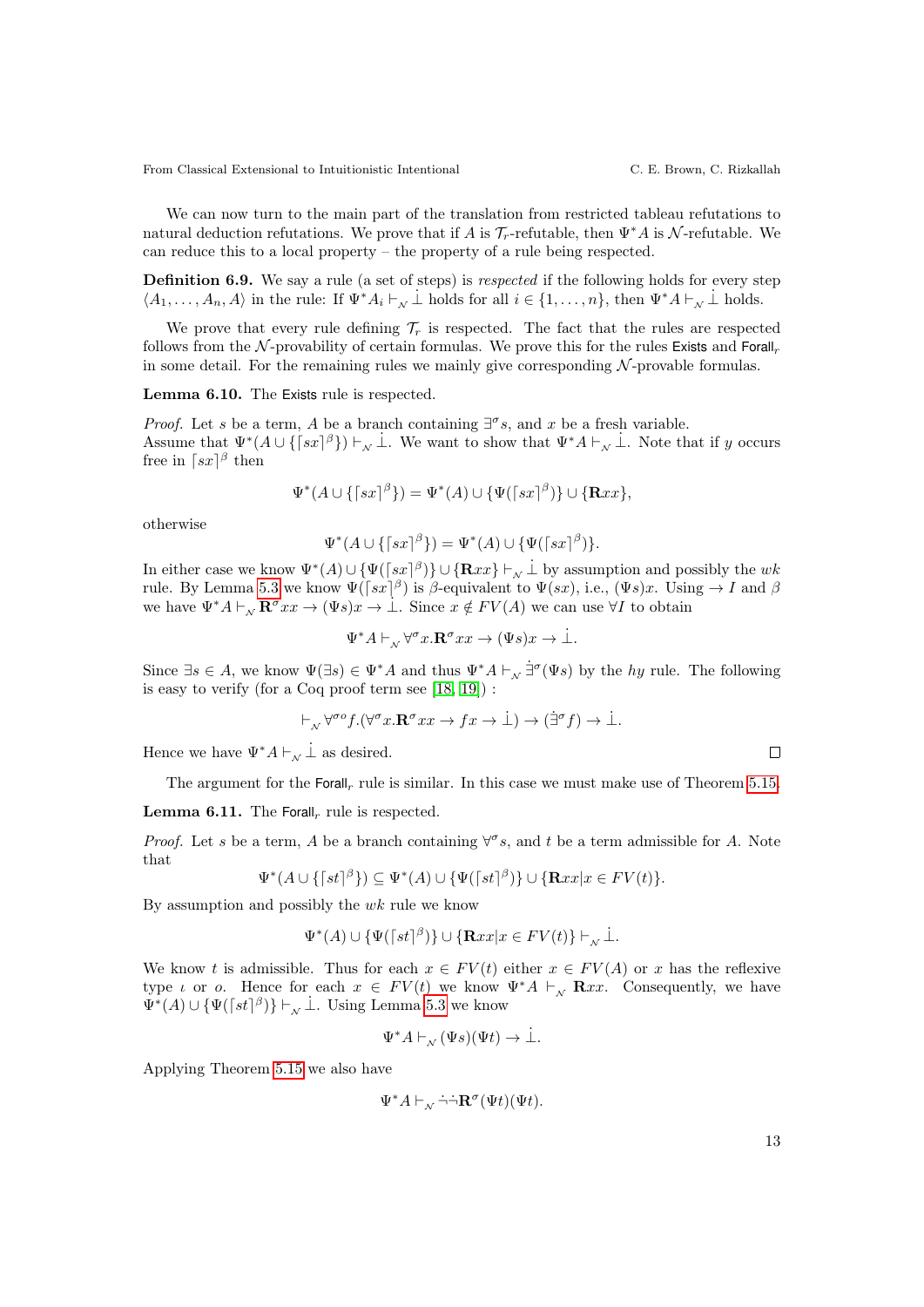We can now turn to the main part of the translation from restricted tableau refutations to natural deduction refutations. We prove that if $A$ is $\mathcal{T}_r$-refutable, then $\Psi^* A$ is $\mathcal{N}$-refutable. We can reduce this to a local property – the property of a rule being respected.

**Definition 6.9.** We say a rule (a set of steps) is *respected* if the following holds for every step $\langle A_1, \ldots, A_n, A\rangle$ in the rule: If $\Psi^* A_i \vdash_{\mathcal{N}} \dot{\bot}$ holds for all $i \in \{1, \ldots, n\}$, then $\Psi^* A \vdash_{\mathcal{N}} \dot{\bot}$ holds.

We prove that every rule defining $\mathcal{T}_r$ is respected. The fact that the rules are respected follows from the $\mathcal{N}$-provability of certain formulas. We prove this for the rules Exists and $\text{Forall}_r$ in some detail. For the remaining rules we mainly give corresponding $\mathcal{N}$-provable formulas.

**Lemma 6.10.** The Exists rule is respected.

*Proof.* Let $s$ be a term, $A$ be a branch containing $\exists^\sigma s$, and $x$ be a fresh variable. Assume that $\Psi^*(A \cup \{\lceil sx\rceil^\beta\}) \vdash_{\mathcal{N}} \dot{\bot}$. We want to show that $\Psi^* A \vdash_{\mathcal{N}} \dot{\bot}$. Note that if $y$ occurs free in $\lceil sx\rceil^\beta$ then

$$\Psi^*(A \cup \{\lceil sx\rceil^\beta\}) = \Psi^*(A) \cup \{\Psi(\lceil sx\rceil^\beta)\} \cup \{\mathbf{R}xx\},$$

otherwise

$$\Psi^*(A \cup \{\lceil sx\rceil^\beta\}) = \Psi^*(A) \cup \{\Psi(\lceil sx\rceil^\beta)\}.$$

In either case we know $\Psi^*(A) \cup \{\Psi(\lceil sx\rceil^\beta)\} \cup \{\mathbf{R}xx\} \vdash_{\mathcal{N}} \dot{\bot}$ by assumption and possibly the $wk$ rule. By Lemma 5.3 we know $\Psi(\lceil sx\rceil^\beta)$ is $\beta$-equivalent to $\Psi(sx)$, i.e., $(\Psi s)x$. Using $\rightarrow I$ and $\beta$ we have $\Psi^* A \vdash_{\mathcal{N}} \mathbf{R}^\sigma xx \rightarrow (\Psi s)x \rightarrow \dot{\bot}$. Since $x \notin FV(A)$ we can use $\forall I$ to obtain

$$\Psi^* A \vdash_{\mathcal{N}} \forall^\sigma x.\mathbf{R}^\sigma xx \rightarrow (\Psi s)x \rightarrow \dot{\bot}.$$

Since $\exists s \in A$, we know $\Psi(\exists s) \in \Psi^* A$ and thus $\Psi^* A \vdash_{\mathcal{N}} \dot{\exists}^\sigma(\Psi s)$ by the $hy$ rule. The following is easy to verify (for a Coq proof term see [18, 19]) :

$$\vdash_{\mathcal{N}} \forall^{\sigma o} f.(\forall^\sigma x.\mathbf{R}^\sigma xx \rightarrow fx \rightarrow \dot{\bot}) \rightarrow (\dot{\exists}^\sigma f) \rightarrow \dot{\bot}.$$

Hence we have $\Psi^* A \vdash_{\mathcal{N}} \dot{\bot}$ as desired. □

The argument for the $\text{Forall}_r$ rule is similar. In this case we must make use of Theorem 5.15.

**Lemma 6.11.** The $\text{Forall}_r$ rule is respected.

*Proof.* Let $s$ be a term, $A$ be a branch containing $\forall^\sigma s$, and $t$ be a term admissible for $A$. Note that

$$\Psi^*(A \cup \{\lceil st\rceil^\beta\}) \subseteq \Psi^*(A) \cup \{\Psi(\lceil st\rceil^\beta)\} \cup \{\mathbf{R}xx | x \in FV(t)\}.$$

By assumption and possibly the $wk$ rule we know

$$\Psi^*(A) \cup \{\Psi(\lceil st\rceil^\beta)\} \cup \{\mathbf{R}xx | x \in FV(t)\} \vdash_{\mathcal{N}} \dot{\bot}.$$

We know $t$ is admissible. Thus for each $x \in FV(t)$ either $x \in FV(A)$ or $x$ has the reflexive type $\iota$ or $o$. Hence for each $x \in FV(t)$ we know $\Psi^* A \vdash_{\mathcal{N}} \mathbf{R}xx$. Consequently, we have $\Psi^*(A) \cup \{\Psi(\lceil st\rceil^\beta)\} \vdash_{\mathcal{N}} \dot{\bot}$. Using Lemma 5.3 we know

$$\Psi^* A \vdash_{\mathcal{N}} (\Psi s)(\Psi t) \rightarrow \dot{\bot}.$$

Applying Theorem 5.15 we also have

$$\Psi^* A \vdash_{\mathcal{N}} \dot{\neg}\dot{\neg}\mathbf{R}^\sigma(\Psi t)(\Psi t).$$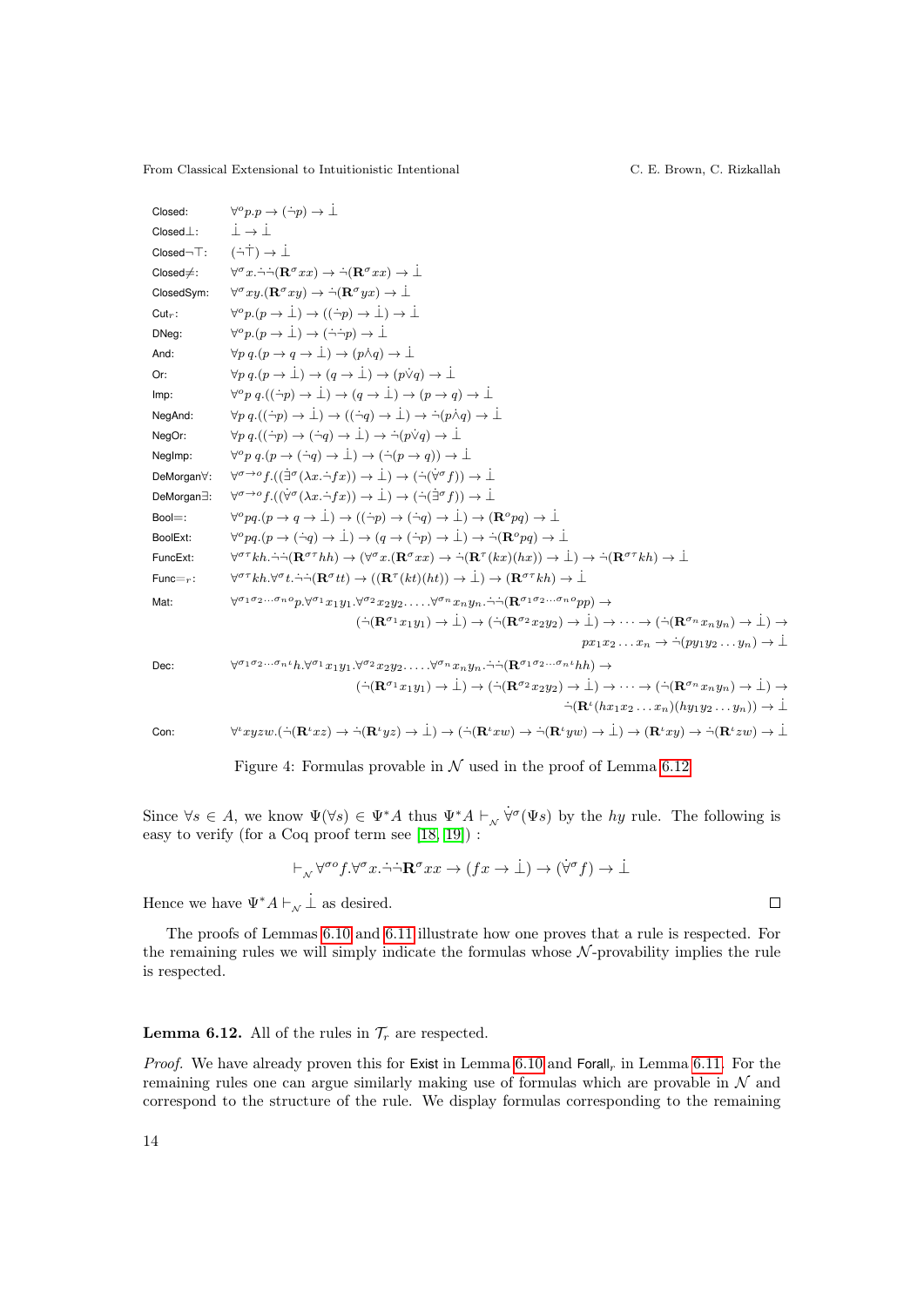| | |
|---|---|
| Closed: | $\forall^o p.p \to (\dot\neg p) \to \dot\bot$ |
| Closed⊥: | $\dot\bot \to \dot\bot$ |
| Closed¬⊤: | $(\dot\neg\dot\top) \to \dot\bot$ |
| Closed≠: | $\forall^\sigma x.\dot\neg\dot\neg(\mathbf{R}^\sigma xx) \to \dot\neg(\mathbf{R}^\sigma xx) \to \dot\bot$ |
| ClosedSym: | $\forall^\sigma xy.(\mathbf{R}^\sigma xy) \to \dot\neg(\mathbf{R}^\sigma yx) \to \dot\bot$ |
| Cut$_r$: | $\forall^o p.(p \to \dot\bot) \to ((\dot\neg p) \to \dot\bot) \to \dot\bot$ |
| DNeg: | $\forall^o p.(p \to \dot\bot) \to (\dot\neg\dot\neg p) \to \dot\bot$ |
| And: | $\forall p\, q.(p \to q \to \dot\bot) \to (p \dot\wedge q) \to \dot\bot$ |
| Or: | $\forall p\, q.(p \to \dot\bot) \to (q \to \dot\bot) \to (p \dot\vee q) \to \dot\bot$ |
| Imp: | $\forall^o p\, q.((\dot\neg p) \to \dot\bot) \to (q \to \dot\bot) \to (p \to q) \to \dot\bot$ |
| NegAnd: | $\forall p\, q.((\dot\neg p) \to \dot\bot) \to ((\dot\neg q) \to \dot\bot) \to \dot\neg(p \dot\wedge q) \to \dot\bot$ |
| NegOr: | $\forall p\, q.((\dot\neg p) \to (\dot\neg q) \to \dot\bot) \to \dot\neg(p \dot\vee q) \to \dot\bot$ |
| NegImp: | $\forall^o p\, q.(p \to (\dot\neg q) \to \dot\bot) \to (\dot\neg(p \to q)) \to \dot\bot$ |
| DeMorgan∀: | $\forall^{\sigma\to o} f.((\dot\exists^\sigma(\lambda x.\dot\neg f x)) \to \dot\bot) \to (\dot\neg(\dot\forall^\sigma f)) \to \dot\bot$ |
| DeMorgan∃: | $\forall^{\sigma\to o} f.((\dot\forall^\sigma(\lambda x.\dot\neg f x)) \to \dot\bot) \to (\dot\neg(\dot\exists^\sigma f)) \to \dot\bot$ |
| Bool=: | $\forall^o pq.(p \to q \to \dot\bot) \to ((\dot\neg p) \to (\dot\neg q) \to \dot\bot) \to (\mathbf{R}^o pq) \to \dot\bot$ |
| BoolExt: | $\forall^o pq.(p \to (\dot\neg q) \to \dot\bot) \to (q \to (\dot\neg p) \to \dot\bot) \to \dot\neg(\mathbf{R}^o pq) \to \dot\bot$ |
| FuncExt: | $\forall^{\sigma\tau} kh.\dot\neg\dot\neg(\mathbf{R}^{\sigma\tau} hh) \to (\forall^\sigma x.(\mathbf{R}^\sigma xx) \to \dot\neg(\mathbf{R}^\tau(kx)(hx)) \to \dot\bot) \to \dot\neg(\mathbf{R}^{\sigma\tau} kh) \to \dot\bot$ |
| Func=$_r$: | $\forall^{\sigma\tau} kh.\forall^\sigma t.\dot\neg\dot\neg(\mathbf{R}^\sigma tt) \to ((\mathbf{R}^\tau(kt)(ht)) \to \dot\bot) \to (\mathbf{R}^{\sigma\tau} kh) \to \dot\bot$ |
| Mat: | $\forall^{\sigma_1\sigma_2\ldots\sigma_n o} p.\forall^{\sigma_1} x_1 y_1.\forall^{\sigma_2} x_2 y_2.\ldots.\forall^{\sigma_n} x_n y_n.\dot\neg\dot\neg(\mathbf{R}^{\sigma_1\sigma_2\ldots\sigma_n o} pp) \to$ $(\dot\neg(\mathbf{R}^{\sigma_1} x_1 y_1) \to \dot\bot) \to (\dot\neg(\mathbf{R}^{\sigma_2} x_2 y_2) \to \dot\bot) \to \cdots \to (\dot\neg(\mathbf{R}^{\sigma_n} x_n y_n) \to \dot\bot) \to$ $p x_1 x_2 \ldots x_n \to \dot\neg(p y_1 y_2 \ldots y_n) \to \dot\bot$ |
| Dec: | $\forall^{\sigma_1\sigma_2\ldots\sigma_n\iota} h.\forall^{\sigma_1} x_1 y_1.\forall^{\sigma_2} x_2 y_2.\ldots.\forall^{\sigma_n} x_n y_n.\dot\neg\dot\neg(\mathbf{R}^{\sigma_1\sigma_2\ldots\sigma_n\iota} hh) \to$ $(\dot\neg(\mathbf{R}^{\sigma_1} x_1 y_1) \to \dot\bot) \to (\dot\neg(\mathbf{R}^{\sigma_2} x_2 y_2) \to \dot\bot) \to \cdots \to (\dot\neg(\mathbf{R}^{\sigma_n} x_n y_n) \to \dot\bot) \to$ $\dot\neg(\mathbf{R}^\iota(h x_1 x_2 \ldots x_n)(h y_1 y_2 \ldots y_n)) \to \dot\bot$ |
| Con: | $\forall^\iota xyzw.(\dot\neg(\mathbf{R}^\iota xz) \to \dot\neg(\mathbf{R}^\iota yz) \to \dot\bot) \to (\dot\neg(\mathbf{R}^\iota xw) \to \dot\neg(\mathbf{R}^\iota yw) \to \dot\bot) \to (\mathbf{R}^\iota xy) \to \dot\neg(\mathbf{R}^\iota zw) \to \dot\bot$ |

Figure 4: Formulas provable in $\mathcal{N}$ used in the proof of Lemma 6.12

Since $\forall s \in A$, we know $\Psi(\forall s) \in \Psi^* A$ thus $\Psi^* A \vdash_{\mathcal{N}} \dot\forall^\sigma(\Psi s)$ by the *hy* rule. The following is easy to verify (for a Coq proof term see [18, 19]) :

$$\vdash_{\mathcal{N}} \forall^{\sigma o} f.\forall^\sigma x.\dot\neg\dot\neg\mathbf{R}^\sigma xx \to (fx \to \dot\bot) \to (\dot\forall^\sigma f) \to \dot\bot$$

Hence we have $\Psi^* A \vdash_{\mathcal{N}} \dot\bot$ as desired. □

The proofs of Lemmas 6.10 and 6.11 illustrate how one proves that a rule is respected. For the remaining rules we will simply indicate the formulas whose $\mathcal{N}$-provability implies the rule is respected.

**Lemma 6.12.** All of the rules in $\mathcal{T}_r$ are respected.

*Proof.* We have already proven this for Exist in Lemma 6.10 and Forall$_r$ in Lemma 6.11. For the remaining rules one can argue similarly making use of formulas which are provable in $\mathcal{N}$ and correspond to the structure of the rule. We display formulas corresponding to the remaining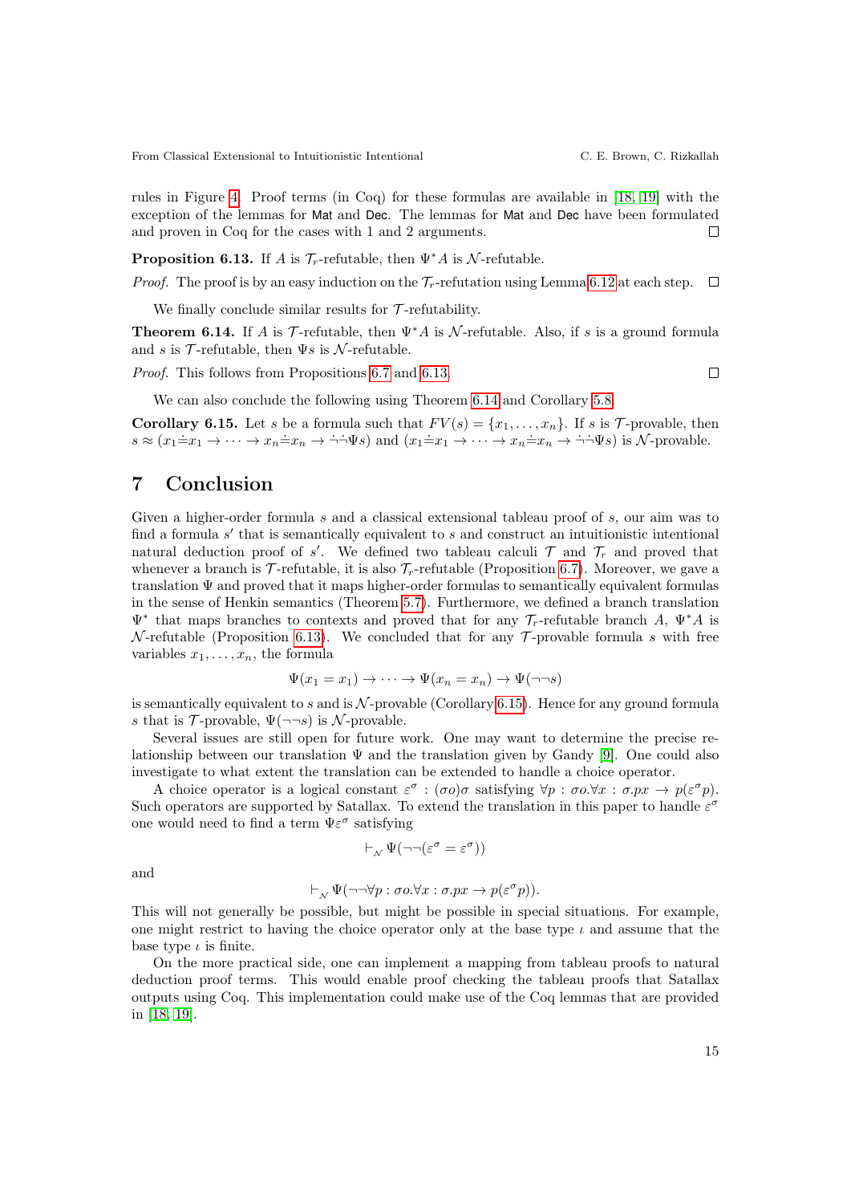rules in Figure 4. Proof terms (in Coq) for these formulas are available in [18, 19] with the exception of the lemmas for Mat and Dec. The lemmas for Mat and Dec have been formulated and proven in Coq for the cases with 1 and 2 arguments. □

**Proposition 6.13.** If $A$ is $\mathcal{T}_r$-refutable, then $\Psi^* A$ is $\mathcal{N}$-refutable.

*Proof.* The proof is by an easy induction on the $\mathcal{T}_r$-refutation using Lemma 6.12 at each step. □

We finally conclude similar results for $\mathcal{T}$-refutability.

**Theorem 6.14.** If $A$ is $\mathcal{T}$-refutable, then $\Psi^* A$ is $\mathcal{N}$-refutable. Also, if $s$ is a ground formula and $s$ is $\mathcal{T}$-refutable, then $\Psi s$ is $\mathcal{N}$-refutable.

*Proof.* This follows from Propositions 6.7 and 6.13. □

We can also conclude the following using Theorem 6.14 and Corollary 5.8.

**Corollary 6.15.** Let $s$ be a formula such that $FV(s) = \{x_1, \dots, x_n\}$. If $s$ is $\mathcal{T}$-provable, then $s \approx (x_1 \dot{=} x_1 \to \cdots \to x_n \dot{=} x_n \to \dot{\neg}\dot{\neg}\Psi s)$ and $(x_1 \dot{=} x_1 \to \cdots \to x_n \dot{=} x_n \to \dot{\neg}\dot{\neg}\Psi s)$ is $\mathcal{N}$-provable.

## 7 Conclusion

Given a higher-order formula $s$ and a classical extensional tableau proof of $s$, our aim was to find a formula $s'$ that is semantically equivalent to $s$ and construct an intuitionistic intentional natural deduction proof of $s'$. We defined two tableau calculi $\mathcal{T}$ and $\mathcal{T}_r$ and proved that whenever a branch is $\mathcal{T}$-refutable, it is also $\mathcal{T}_r$-refutable (Proposition 6.7). Moreover, we gave a translation $\Psi$ and proved that it maps higher-order formulas to semantically equivalent formulas in the sense of Henkin semantics (Theorem 5.7). Furthermore, we defined a branch translation $\Psi^*$ that maps branches to contexts and proved that for any $\mathcal{T}_r$-refutable branch $A$, $\Psi^* A$ is $\mathcal{N}$-refutable (Proposition 6.13). We concluded that for any $\mathcal{T}$-provable formula $s$ with free variables $x_1, \dots, x_n$, the formula

$$\Psi(x_1 = x_1) \to \cdots \to \Psi(x_n = x_n) \to \Psi(\neg\neg s)$$

is semantically equivalent to $s$ and is $\mathcal{N}$-provable (Corollary 6.15). Hence for any ground formula $s$ that is $\mathcal{T}$-provable, $\Psi(\neg\neg s)$ is $\mathcal{N}$-provable.

Several issues are still open for future work. One may want to determine the precise relationship between our translation $\Psi$ and the translation given by Gandy [9]. One could also investigate to what extent the translation can be extended to handle a choice operator.

A choice operator is a logical constant $\varepsilon^\sigma : (\sigma o)\sigma$ satisfying $\forall p : \sigma o. \forall x : \sigma. px \to p(\varepsilon^\sigma p)$. Such operators are supported by Satallax. To extend the translation in this paper to handle $\varepsilon^\sigma$ one would need to find a term $\Psi\varepsilon^\sigma$ satisfying

$$\vdash_{\mathcal{N}} \Psi(\neg\neg(\varepsilon^\sigma = \varepsilon^\sigma))$$

and

$$\vdash_{\mathcal{N}} \Psi(\neg\neg\forall p : \sigma o. \forall x : \sigma. px \to p(\varepsilon^\sigma p)).$$

This will not generally be possible, but might be possible in special situations. For example, one might restrict to having the choice operator only at the base type $\iota$ and assume that the base type $\iota$ is finite.

On the more practical side, one can implement a mapping from tableau proofs to natural deduction proof terms. This would enable proof checking the tableau proofs that Satallax outputs using Coq. This implementation could make use of the Coq lemmas that are provided in [18, 19].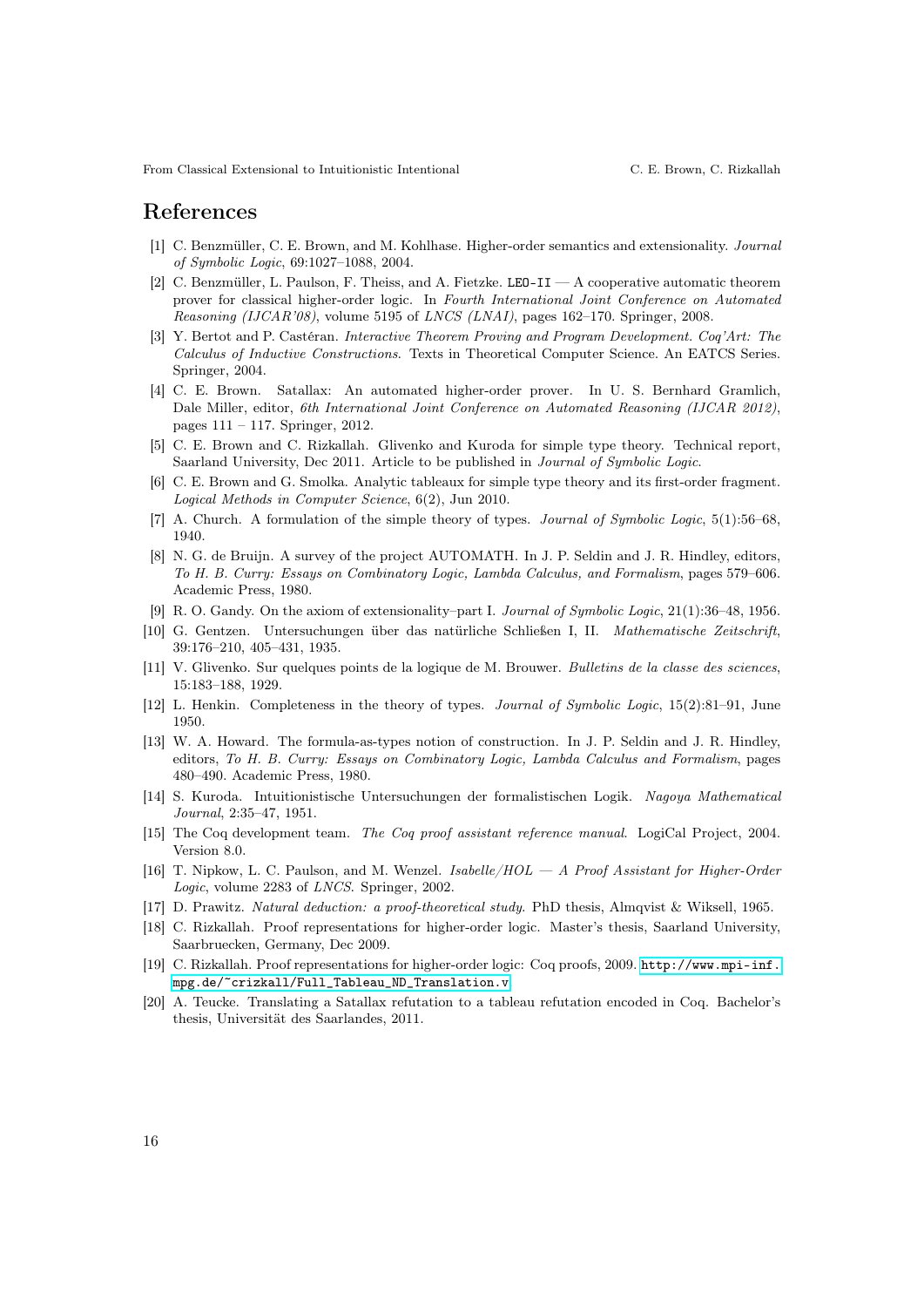## References

[1] C. Benzmüller, C. E. Brown, and M. Kohlhase. Higher-order semantics and extensionality. *Journal of Symbolic Logic*, 69:1027–1088, 2004.

[2] C. Benzmüller, L. Paulson, F. Theiss, and A. Fietzke. LEO-II — A cooperative automatic theorem prover for classical higher-order logic. In *Fourth International Joint Conference on Automated Reasoning (IJCAR'08)*, volume 5195 of *LNCS (LNAI)*, pages 162–170. Springer, 2008.

[3] Y. Bertot and P. Castéran. *Interactive Theorem Proving and Program Development. Coq'Art: The Calculus of Inductive Constructions*. Texts in Theoretical Computer Science. An EATCS Series. Springer, 2004.

[4] C. E. Brown. Satallax: An automated higher-order prover. In U. S. Bernhard Gramlich, Dale Miller, editor, *6th International Joint Conference on Automated Reasoning (IJCAR 2012)*, pages 111 – 117. Springer, 2012.

[5] C. E. Brown and C. Rizkallah. Glivenko and Kuroda for simple type theory. Technical report, Saarland University, Dec 2011. Article to be published in *Journal of Symbolic Logic*.

[6] C. E. Brown and G. Smolka. Analytic tableaux for simple type theory and its first-order fragment. *Logical Methods in Computer Science*, 6(2), Jun 2010.

[7] A. Church. A formulation of the simple theory of types. *Journal of Symbolic Logic*, 5(1):56–68, 1940.

[8] N. G. de Bruijn. A survey of the project AUTOMATH. In J. P. Seldin and J. R. Hindley, editors, *To H. B. Curry: Essays on Combinatory Logic, Lambda Calculus, and Formalism*, pages 579–606. Academic Press, 1980.

[9] R. O. Gandy. On the axiom of extensionality–part I. *Journal of Symbolic Logic*, 21(1):36–48, 1956.

[10] G. Gentzen. Untersuchungen über das natürliche Schließen I, II. *Mathematische Zeitschrift*, 39:176–210, 405–431, 1935.

[11] V. Glivenko. Sur quelques points de la logique de M. Brouwer. *Bulletins de la classe des sciences*, 15:183–188, 1929.

[12] L. Henkin. Completeness in the theory of types. *Journal of Symbolic Logic*, 15(2):81–91, June 1950.

[13] W. A. Howard. The formula-as-types notion of construction. In J. P. Seldin and J. R. Hindley, editors, *To H. B. Curry: Essays on Combinatory Logic, Lambda Calculus and Formalism*, pages 480–490. Academic Press, 1980.

[14] S. Kuroda. Intuitionistische Untersuchungen der formalistischen Logik. *Nagoya Mathematical Journal*, 2:35–47, 1951.

[15] The Coq development team. *The Coq proof assistant reference manual*. LogiCal Project, 2004. Version 8.0.

[16] T. Nipkow, L. C. Paulson, and M. Wenzel. *Isabelle/HOL — A Proof Assistant for Higher-Order Logic*, volume 2283 of *LNCS*. Springer, 2002.

[17] D. Prawitz. *Natural deduction: a proof-theoretical study*. PhD thesis, Almqvist & Wiksell, 1965.

[18] C. Rizkallah. Proof representations for higher-order logic. Master's thesis, Saarland University, Saarbruecken, Germany, Dec 2009.

[19] C. Rizkallah. Proof representations for higher-order logic: Coq proofs, 2009. http://www.mpi-inf.mpg.de/~crizkall/Full_Tableau_ND_Translation.v

[20] A. Teucke. Translating a Satallax refutation to a tableau refutation encoded in Coq. Bachelor's thesis, Universität des Saarlandes, 2011.